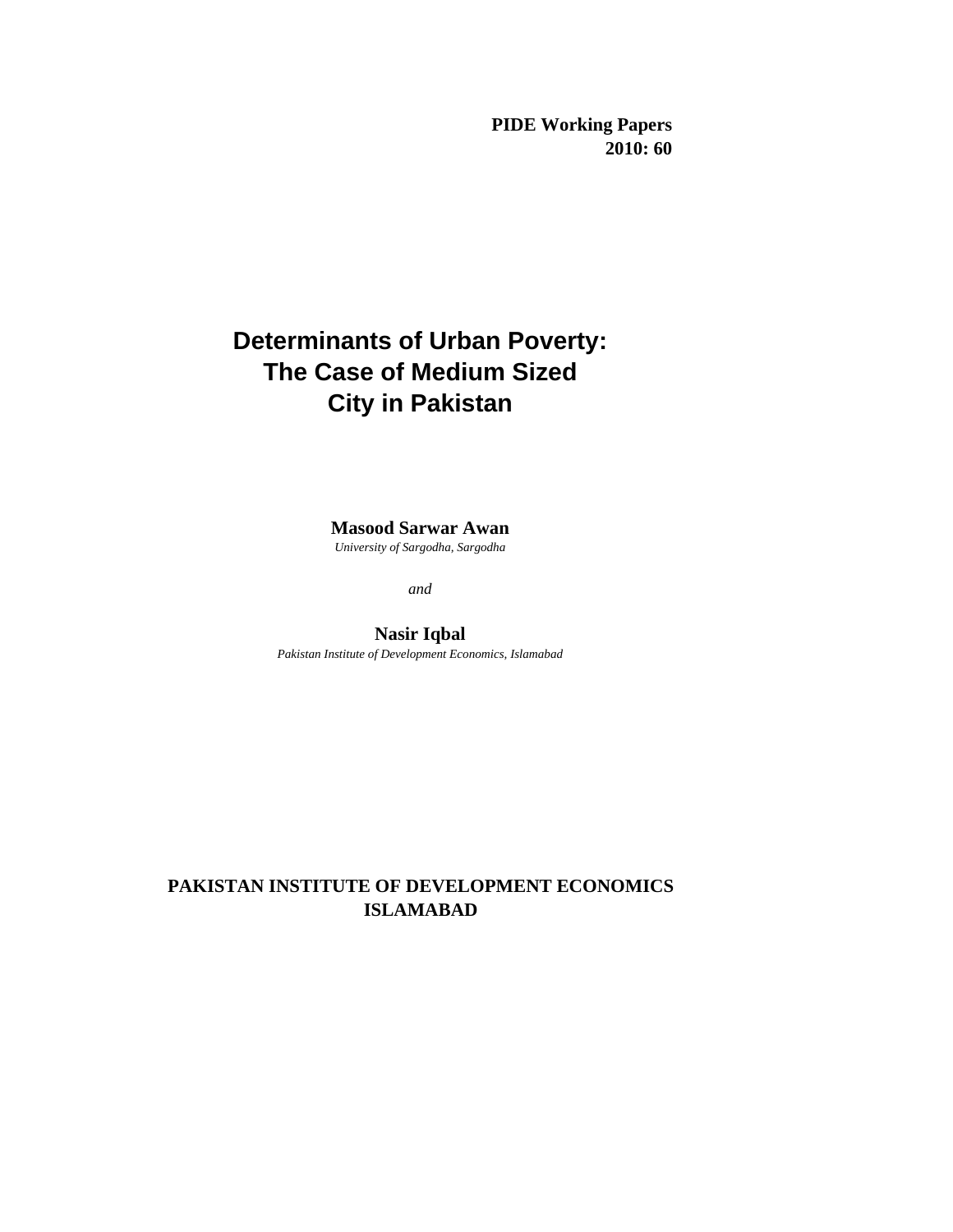**PIDE Working Papers**
**2010: 60**

# Determinants of Urban Poverty: The Case of Medium Sized City in Pakistan

**Masood Sarwar Awan**
*University of Sargodha, Sargodha*

*and*

**Nasir Iqbal**
*Pakistan Institute of Development Economics, Islamabad*

**PAKISTAN INSTITUTE OF DEVELOPMENT ECONOMICS**
**ISLAMABAD**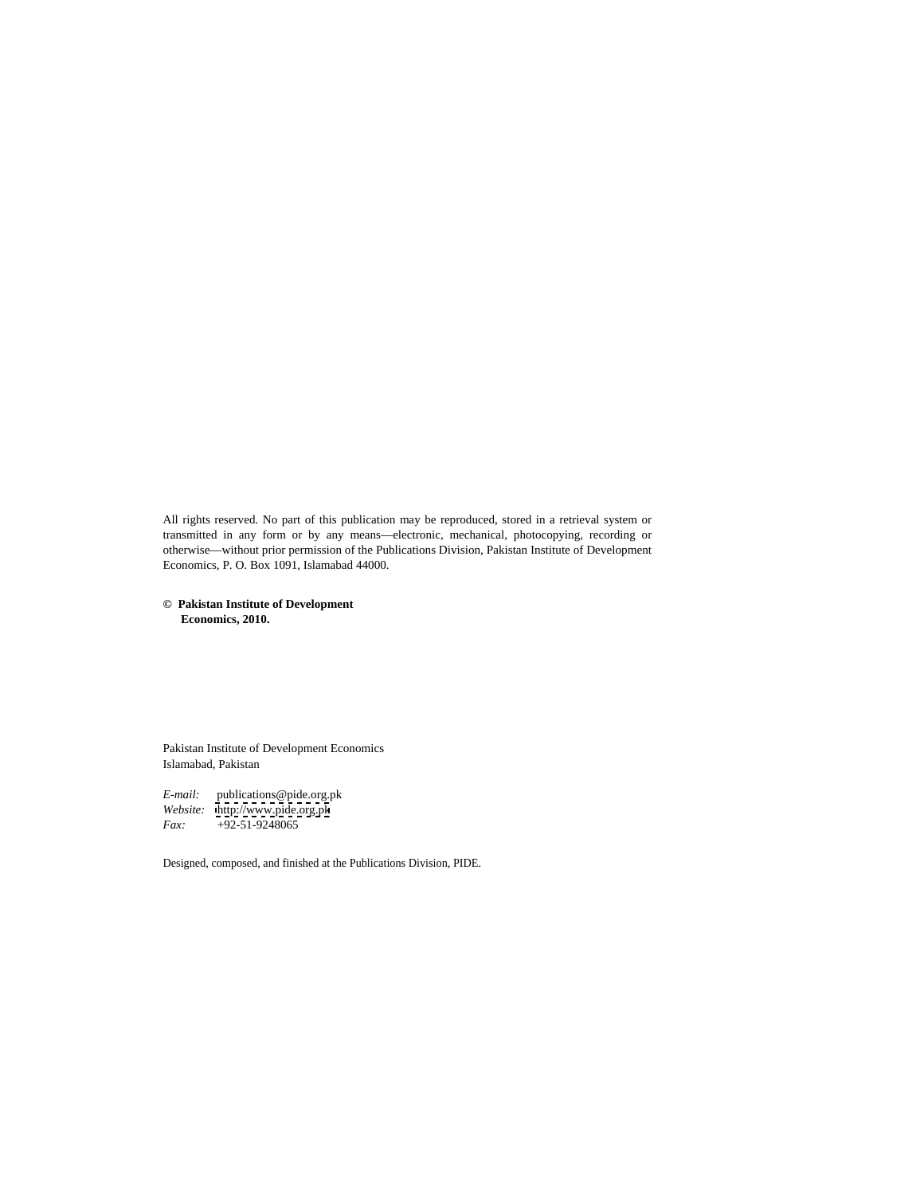All rights reserved. No part of this publication may be reproduced, stored in a retrieval system or transmitted in any form or by any means—electronic, mechanical, photocopying, recording or otherwise—without prior permission of the Publications Division, Pakistan Institute of Development Economics, P. O. Box 1091, Islamabad 44000.

**© Pakistan Institute of Development Economics, 2010.**

Pakistan Institute of Development Economics
Islamabad, Pakistan

*E-mail:* publications@pide.org.pk
*Website:* http://www.pide.org.pk
*Fax:* +92-51-9248065

Designed, composed, and finished at the Publications Division, PIDE.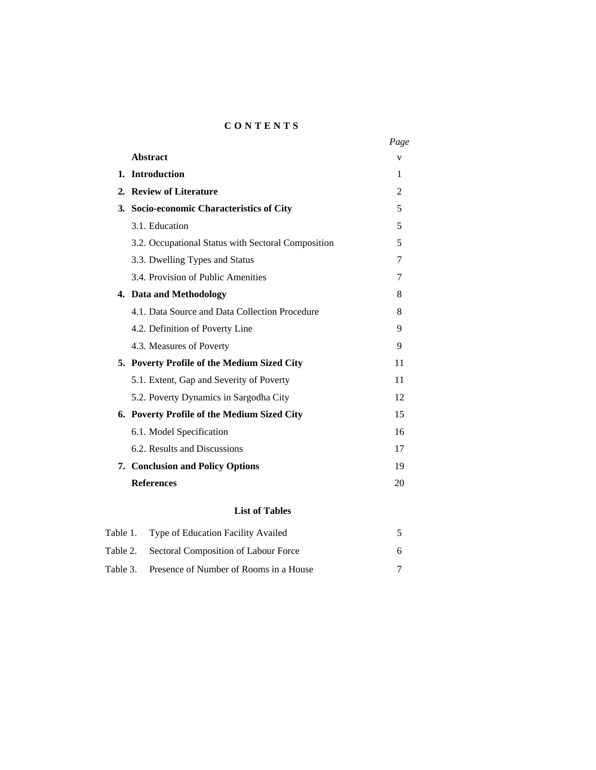# CONTENTS

| | | Page |
|---|---|---|
| | **Abstract** | v |
| **1.** | **Introduction** | 1 |
| **2.** | **Review of Literature** | 2 |
| **3.** | **Socio-economic Characteristics of City** | 5 |
| | 3.1. Education | 5 |
| | 3.2. Occupational Status with Sectoral Composition | 5 |
| | 3.3. Dwelling Types and Status | 7 |
| | 3.4. Provision of Public Amenities | 7 |
| **4.** | **Data and Methodology** | 8 |
| | 4.1. Data Source and Data Collection Procedure | 8 |
| | 4.2. Definition of Poverty Line | 9 |
| | 4.3. Measures of Poverty | 9 |
| **5.** | **Poverty Profile of the Medium Sized City** | 11 |
| | 5.1. Extent, Gap and Severity of Poverty | 11 |
| | 5.2. Poverty Dynamics in Sargodha City | 12 |
| **6.** | **Poverty Profile of the Medium Sized City** | 15 |
| | 6.1. Model Specification | 16 |
| | 6.2. Results and Discussions | 17 |
| **7.** | **Conclusion and Policy Options** | 19 |
| | **References** | 20 |

## List of Tables

| | | |
|---|---|---|
| Table 1. | Type of Education Facility Availed | 5 |
| Table 2. | Sectoral Composition of Labour Force | 6 |
| Table 3. | Presence of Number of Rooms in a House | 7 |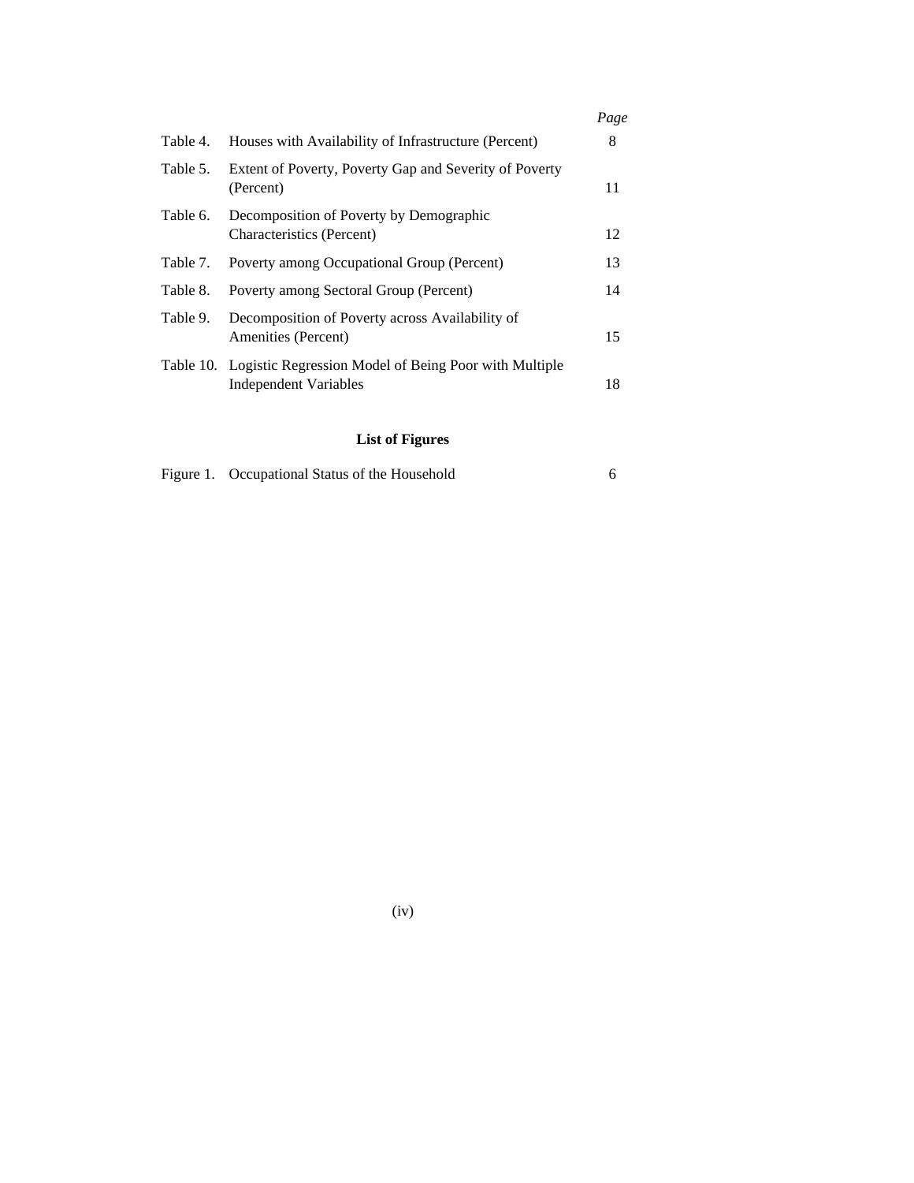| | | *Page* |
|---|---|---|
| Table 4. | Houses with Availability of Infrastructure (Percent) | 8 |
| Table 5. | Extent of Poverty, Poverty Gap and Severity of Poverty (Percent) | 11 |
| Table 6. | Decomposition of Poverty by Demographic Characteristics (Percent) | 12 |
| Table 7. | Poverty among Occupational Group (Percent) | 13 |
| Table 8. | Poverty among Sectoral Group (Percent) | 14 |
| Table 9. | Decomposition of Poverty across Availability of Amenities (Percent) | 15 |
| Table 10. | Logistic Regression Model of Being Poor with Multiple Independent Variables | 18 |

## List of Figures

| | | |
|---|---|---|
| Figure 1. | Occupational Status of the Household | 6 |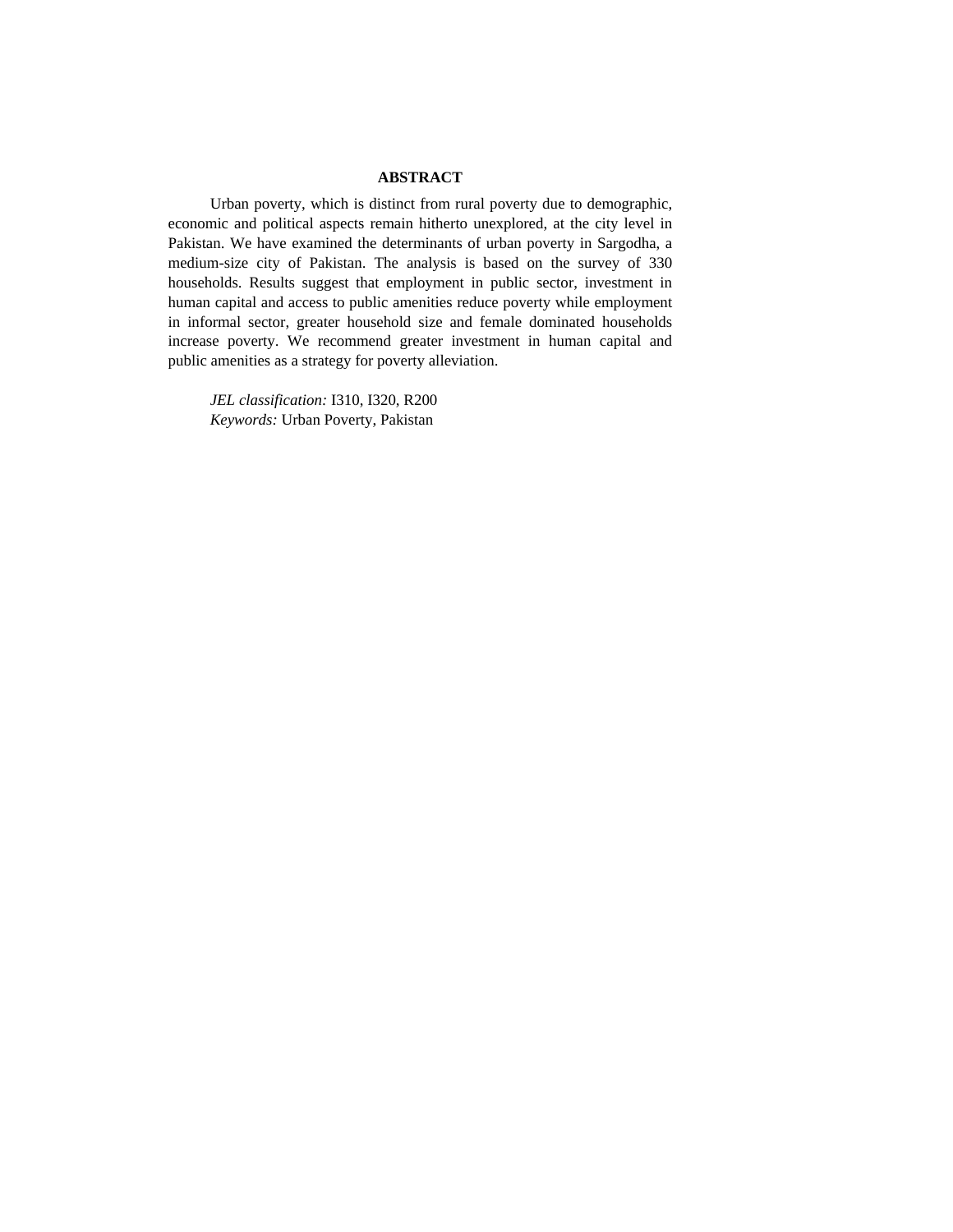## ABSTRACT

Urban poverty, which is distinct from rural poverty due to demographic, economic and political aspects remain hitherto unexplored, at the city level in Pakistan. We have examined the determinants of urban poverty in Sargodha, a medium-size city of Pakistan. The analysis is based on the survey of 330 households. Results suggest that employment in public sector, investment in human capital and access to public amenities reduce poverty while employment in informal sector, greater household size and female dominated households increase poverty. We recommend greater investment in human capital and public amenities as a strategy for poverty alleviation.

*JEL classification:* I310, I320, R200
*Keywords:* Urban Poverty, Pakistan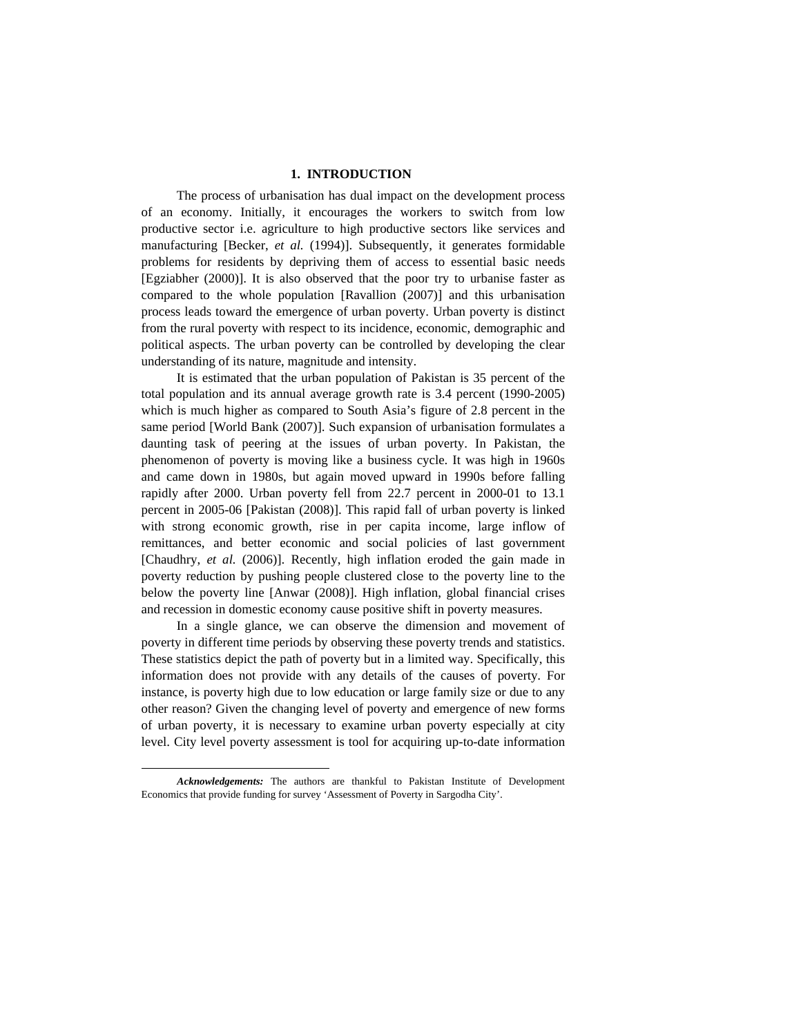## 1. INTRODUCTION

The process of urbanisation has dual impact on the development process of an economy. Initially, it encourages the workers to switch from low productive sector i.e. agriculture to high productive sectors like services and manufacturing [Becker, *et al.* (1994)]. Subsequently, it generates formidable problems for residents by depriving them of access to essential basic needs [Egziabher (2000)]. It is also observed that the poor try to urbanise faster as compared to the whole population [Ravallion (2007)] and this urbanisation process leads toward the emergence of urban poverty. Urban poverty is distinct from the rural poverty with respect to its incidence, economic, demographic and political aspects. The urban poverty can be controlled by developing the clear understanding of its nature, magnitude and intensity.

It is estimated that the urban population of Pakistan is 35 percent of the total population and its annual average growth rate is 3.4 percent (1990-2005) which is much higher as compared to South Asia's figure of 2.8 percent in the same period [World Bank (2007)]. Such expansion of urbanisation formulates a daunting task of peering at the issues of urban poverty. In Pakistan, the phenomenon of poverty is moving like a business cycle. It was high in 1960s and came down in 1980s, but again moved upward in 1990s before falling rapidly after 2000. Urban poverty fell from 22.7 percent in 2000-01 to 13.1 percent in 2005-06 [Pakistan (2008)]. This rapid fall of urban poverty is linked with strong economic growth, rise in per capita income, large inflow of remittances, and better economic and social policies of last government [Chaudhry, *et al.* (2006)]. Recently, high inflation eroded the gain made in poverty reduction by pushing people clustered close to the poverty line to the below the poverty line [Anwar (2008)]. High inflation, global financial crises and recession in domestic economy cause positive shift in poverty measures.

In a single glance, we can observe the dimension and movement of poverty in different time periods by observing these poverty trends and statistics. These statistics depict the path of poverty but in a limited way. Specifically, this information does not provide with any details of the causes of poverty. For instance, is poverty high due to low education or large family size or due to any other reason? Given the changing level of poverty and emergence of new forms of urban poverty, it is necessary to examine urban poverty especially at city level. City level poverty assessment is tool for acquiring up-to-date information

---

***Acknowledgements:*** The authors are thankful to Pakistan Institute of Development Economics that provide funding for survey 'Assessment of Poverty in Sargodha City'.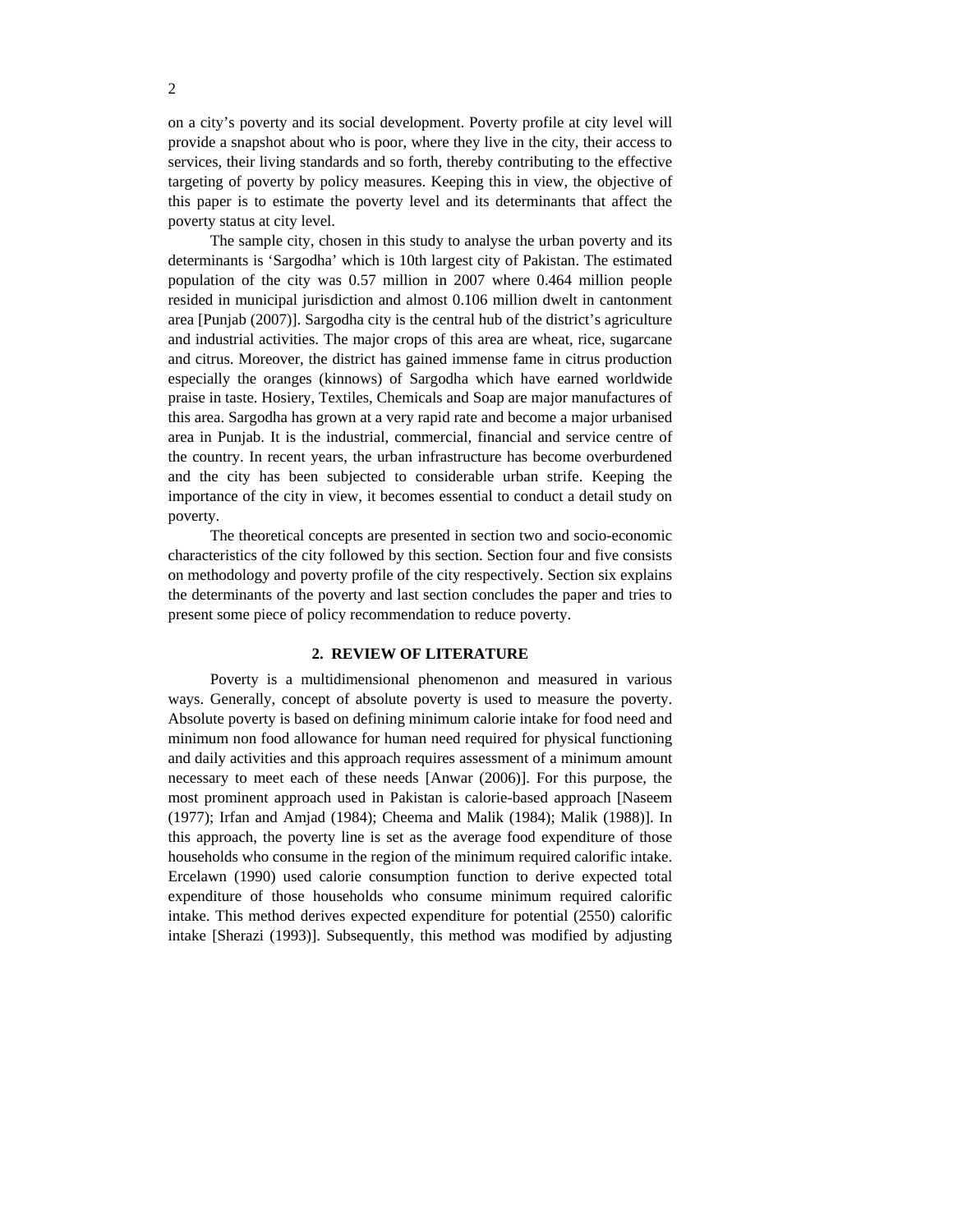on a city's poverty and its social development. Poverty profile at city level will provide a snapshot about who is poor, where they live in the city, their access to services, their living standards and so forth, thereby contributing to the effective targeting of poverty by policy measures. Keeping this in view, the objective of this paper is to estimate the poverty level and its determinants that affect the poverty status at city level.

The sample city, chosen in this study to analyse the urban poverty and its determinants is 'Sargodha' which is 10th largest city of Pakistan. The estimated population of the city was 0.57 million in 2007 where 0.464 million people resided in municipal jurisdiction and almost 0.106 million dwelt in cantonment area [Punjab (2007)]. Sargodha city is the central hub of the district's agriculture and industrial activities. The major crops of this area are wheat, rice, sugarcane and citrus. Moreover, the district has gained immense fame in citrus production especially the oranges (kinnows) of Sargodha which have earned worldwide praise in taste. Hosiery, Textiles, Chemicals and Soap are major manufactures of this area. Sargodha has grown at a very rapid rate and become a major urbanised area in Punjab. It is the industrial, commercial, financial and service centre of the country. In recent years, the urban infrastructure has become overburdened and the city has been subjected to considerable urban strife. Keeping the importance of the city in view, it becomes essential to conduct a detail study on poverty.

The theoretical concepts are presented in section two and socio-economic characteristics of the city followed by this section. Section four and five consists on methodology and poverty profile of the city respectively. Section six explains the determinants of the poverty and last section concludes the paper and tries to present some piece of policy recommendation to reduce poverty.

## 2. REVIEW OF LITERATURE

Poverty is a multidimensional phenomenon and measured in various ways. Generally, concept of absolute poverty is used to measure the poverty. Absolute poverty is based on defining minimum calorie intake for food need and minimum non food allowance for human need required for physical functioning and daily activities and this approach requires assessment of a minimum amount necessary to meet each of these needs [Anwar (2006)]. For this purpose, the most prominent approach used in Pakistan is calorie-based approach [Naseem (1977); Irfan and Amjad (1984); Cheema and Malik (1984); Malik (1988)]. In this approach, the poverty line is set as the average food expenditure of those households who consume in the region of the minimum required calorific intake. Ercelawn (1990) used calorie consumption function to derive expected total expenditure of those households who consume minimum required calorific intake. This method derives expected expenditure for potential (2550) calorific intake [Sherazi (1993)]. Subsequently, this method was modified by adjusting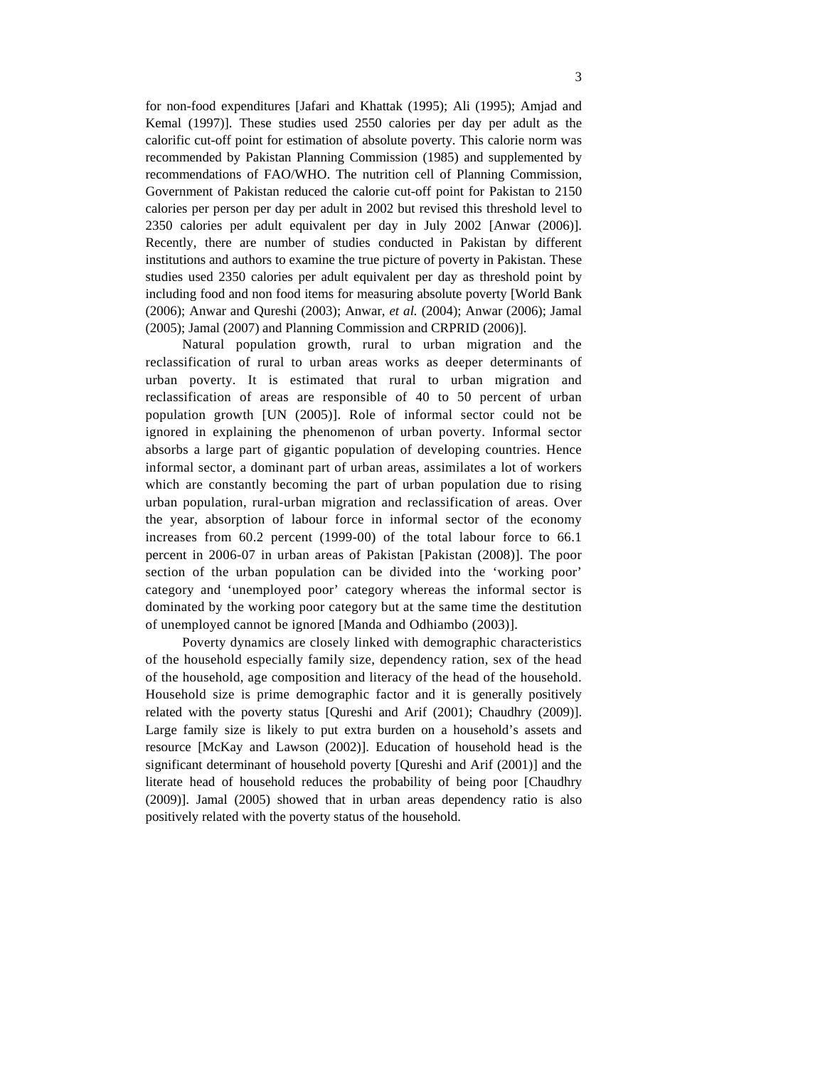for non-food expenditures [Jafari and Khattak (1995); Ali (1995); Amjad and Kemal (1997)]. These studies used 2550 calories per day per adult as the calorific cut-off point for estimation of absolute poverty. This calorie norm was recommended by Pakistan Planning Commission (1985) and supplemented by recommendations of FAO/WHO. The nutrition cell of Planning Commission, Government of Pakistan reduced the calorie cut-off point for Pakistan to 2150 calories per person per day per adult in 2002 but revised this threshold level to 2350 calories per adult equivalent per day in July 2002 [Anwar (2006)]. Recently, there are number of studies conducted in Pakistan by different institutions and authors to examine the true picture of poverty in Pakistan. These studies used 2350 calories per adult equivalent per day as threshold point by including food and non food items for measuring absolute poverty [World Bank (2006); Anwar and Qureshi (2003); Anwar, *et al.* (2004); Anwar (2006); Jamal (2005); Jamal (2007) and Planning Commission and CRPRID (2006)].

Natural population growth, rural to urban migration and the reclassification of rural to urban areas works as deeper determinants of urban poverty. It is estimated that rural to urban migration and reclassification of areas are responsible of 40 to 50 percent of urban population growth [UN (2005)]. Role of informal sector could not be ignored in explaining the phenomenon of urban poverty. Informal sector absorbs a large part of gigantic population of developing countries. Hence informal sector, a dominant part of urban areas, assimilates a lot of workers which are constantly becoming the part of urban population due to rising urban population, rural-urban migration and reclassification of areas. Over the year, absorption of labour force in informal sector of the economy increases from 60.2 percent (1999-00) of the total labour force to 66.1 percent in 2006-07 in urban areas of Pakistan [Pakistan (2008)]. The poor section of the urban population can be divided into the 'working poor' category and 'unemployed poor' category whereas the informal sector is dominated by the working poor category but at the same time the destitution of unemployed cannot be ignored [Manda and Odhiambo (2003)].

Poverty dynamics are closely linked with demographic characteristics of the household especially family size, dependency ration, sex of the head of the household, age composition and literacy of the head of the household. Household size is prime demographic factor and it is generally positively related with the poverty status [Qureshi and Arif (2001); Chaudhry (2009)]. Large family size is likely to put extra burden on a household's assets and resource [McKay and Lawson (2002)]. Education of household head is the significant determinant of household poverty [Qureshi and Arif (2001)] and the literate head of household reduces the probability of being poor [Chaudhry (2009)]. Jamal (2005) showed that in urban areas dependency ratio is also positively related with the poverty status of the household.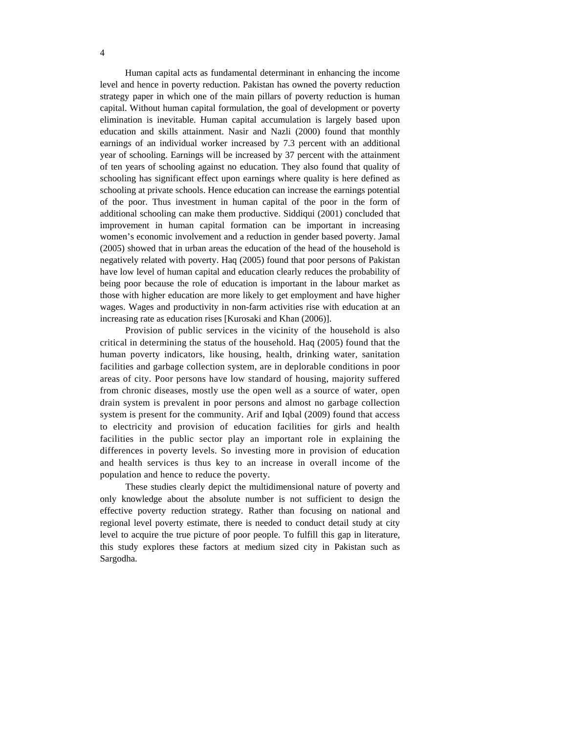Human capital acts as fundamental determinant in enhancing the income level and hence in poverty reduction. Pakistan has owned the poverty reduction strategy paper in which one of the main pillars of poverty reduction is human capital. Without human capital formulation, the goal of development or poverty elimination is inevitable. Human capital accumulation is largely based upon education and skills attainment. Nasir and Nazli (2000) found that monthly earnings of an individual worker increased by 7.3 percent with an additional year of schooling. Earnings will be increased by 37 percent with the attainment of ten years of schooling against no education. They also found that quality of schooling has significant effect upon earnings where quality is here defined as schooling at private schools. Hence education can increase the earnings potential of the poor. Thus investment in human capital of the poor in the form of additional schooling can make them productive. Siddiqui (2001) concluded that improvement in human capital formation can be important in increasing women's economic involvement and a reduction in gender based poverty. Jamal (2005) showed that in urban areas the education of the head of the household is negatively related with poverty. Haq (2005) found that poor persons of Pakistan have low level of human capital and education clearly reduces the probability of being poor because the role of education is important in the labour market as those with higher education are more likely to get employment and have higher wages. Wages and productivity in non-farm activities rise with education at an increasing rate as education rises [Kurosaki and Khan (2006)].

Provision of public services in the vicinity of the household is also critical in determining the status of the household. Haq (2005) found that the human poverty indicators, like housing, health, drinking water, sanitation facilities and garbage collection system, are in deplorable conditions in poor areas of city. Poor persons have low standard of housing, majority suffered from chronic diseases, mostly use the open well as a source of water, open drain system is prevalent in poor persons and almost no garbage collection system is present for the community. Arif and Iqbal (2009) found that access to electricity and provision of education facilities for girls and health facilities in the public sector play an important role in explaining the differences in poverty levels. So investing more in provision of education and health services is thus key to an increase in overall income of the population and hence to reduce the poverty.

These studies clearly depict the multidimensional nature of poverty and only knowledge about the absolute number is not sufficient to design the effective poverty reduction strategy. Rather than focusing on national and regional level poverty estimate, there is needed to conduct detail study at city level to acquire the true picture of poor people. To fulfill this gap in literature, this study explores these factors at medium sized city in Pakistan such as Sargodha.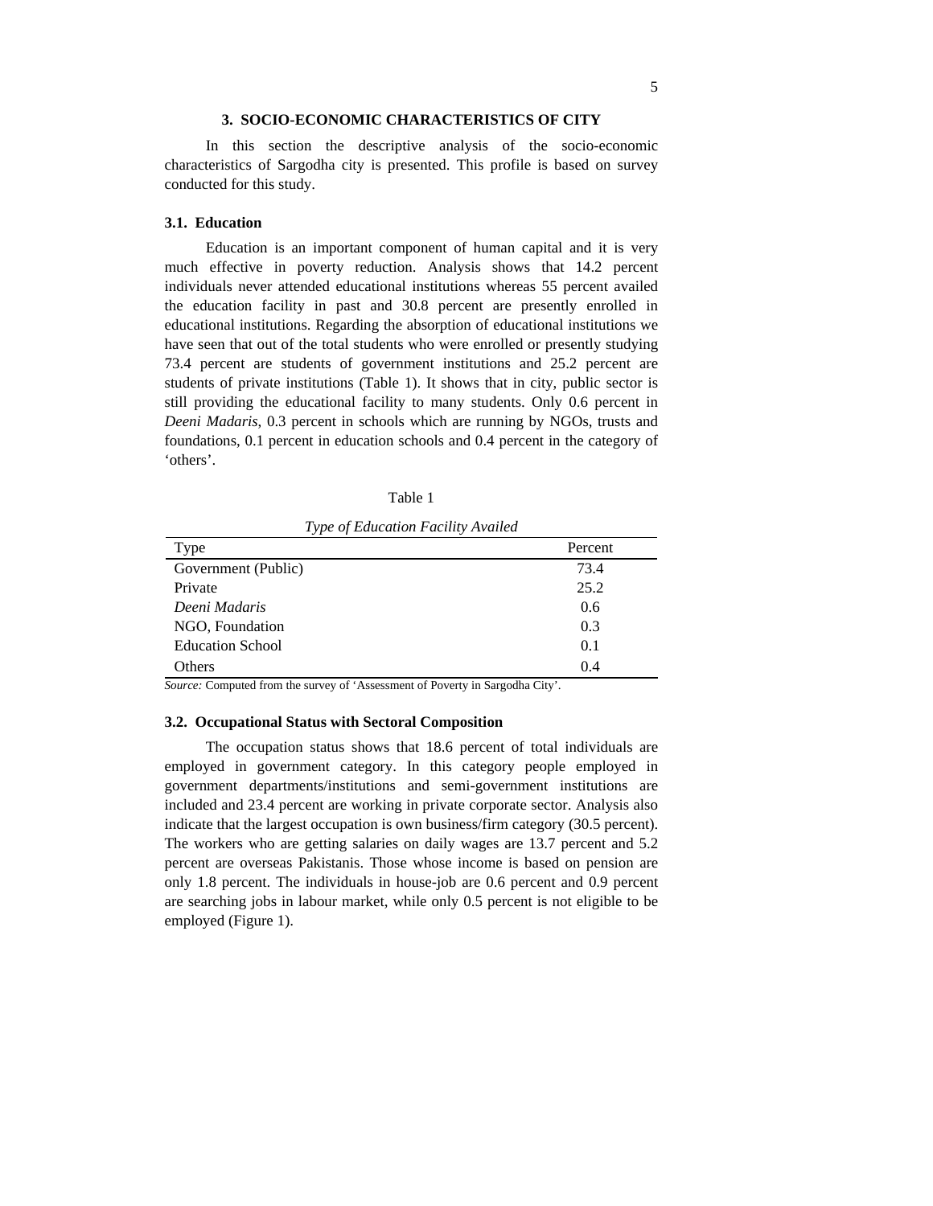## 3. SOCIO-ECONOMIC CHARACTERISTICS OF CITY

In this section the descriptive analysis of the socio-economic characteristics of Sargodha city is presented. This profile is based on survey conducted for this study.

### 3.1. Education

Education is an important component of human capital and it is very much effective in poverty reduction. Analysis shows that 14.2 percent individuals never attended educational institutions whereas 55 percent availed the education facility in past and 30.8 percent are presently enrolled in educational institutions. Regarding the absorption of educational institutions we have seen that out of the total students who were enrolled or presently studying 73.4 percent are students of government institutions and 25.2 percent are students of private institutions (Table 1). It shows that in city, public sector is still providing the educational facility to many students. Only 0.6 percent in *Deeni Madaris*, 0.3 percent in schools which are running by NGOs, trusts and foundations, 0.1 percent in education schools and 0.4 percent in the category of 'others'.

Table 1

*Type of Education Facility Availed*

| Type | Percent |
|---|---|
| Government (Public) | 73.4 |
| Private | 25.2 |
| *Deeni Madaris* | 0.6 |
| NGO, Foundation | 0.3 |
| Education School | 0.1 |
| Others | 0.4 |

*Source:* Computed from the survey of 'Assessment of Poverty in Sargodha City'.

### 3.2. Occupational Status with Sectoral Composition

The occupation status shows that 18.6 percent of total individuals are employed in government category. In this category people employed in government departments/institutions and semi-government institutions are included and 23.4 percent are working in private corporate sector. Analysis also indicate that the largest occupation is own business/firm category (30.5 percent). The workers who are getting salaries on daily wages are 13.7 percent and 5.2 percent are overseas Pakistanis. Those whose income is based on pension are only 1.8 percent. The individuals in house-job are 0.6 percent and 0.9 percent are searching jobs in labour market, while only 0.5 percent is not eligible to be employed (Figure 1).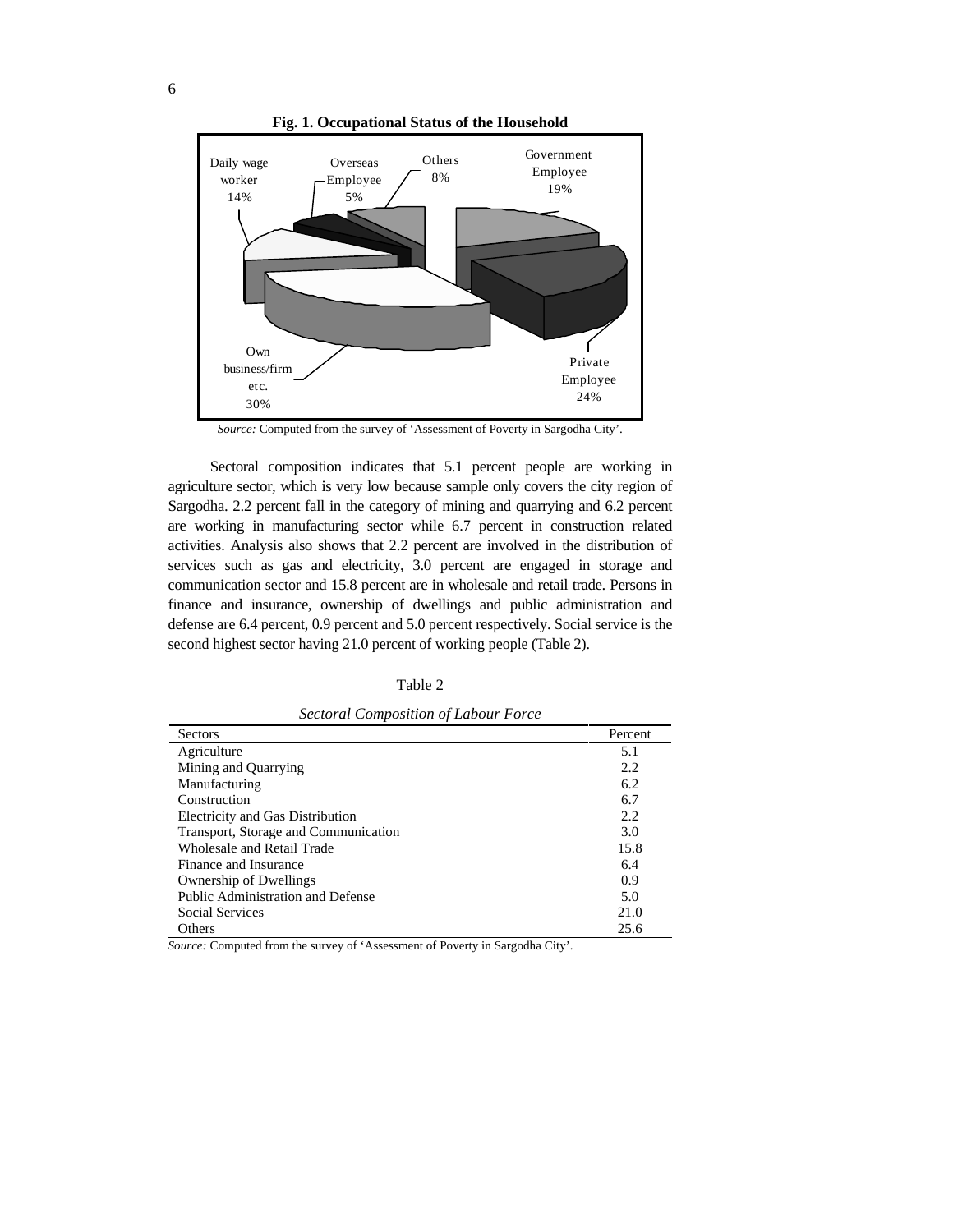**Fig. 1. Occupational Status of the Household**

Daily wage worker 14%

Overseas Employee 5%

Others 8%

Government Employee 19%

Own business/firm etc. 30%

Private Employee 24%

*Source:* Computed from the survey of 'Assessment of Poverty in Sargodha City'.

Sectoral composition indicates that 5.1 percent people are working in agriculture sector, which is very low because sample only covers the city region of Sargodha. 2.2 percent fall in the category of mining and quarrying and 6.2 percent are working in manufacturing sector while 6.7 percent in construction related activities. Analysis also shows that 2.2 percent are involved in the distribution of services such as gas and electricity, 3.0 percent are engaged in storage and communication sector and 15.8 percent are in wholesale and retail trade. Persons in finance and insurance, ownership of dwellings and public administration and defense are 6.4 percent, 0.9 percent and 5.0 percent respectively. Social service is the second highest sector having 21.0 percent of working people (Table 2).

Table 2

*Sectoral Composition of Labour Force*

| Sectors | Percent |
|---|---|
| Agriculture | 5.1 |
| Mining and Quarrying | 2.2 |
| Manufacturing | 6.2 |
| Construction | 6.7 |
| Electricity and Gas Distribution | 2.2 |
| Transport, Storage and Communication | 3.0 |
| Wholesale and Retail Trade | 15.8 |
| Finance and Insurance | 6.4 |
| Ownership of Dwellings | 0.9 |
| Public Administration and Defense | 5.0 |
| Social Services | 21.0 |
| Others | 25.6 |

*Source:* Computed from the survey of 'Assessment of Poverty in Sargodha City'.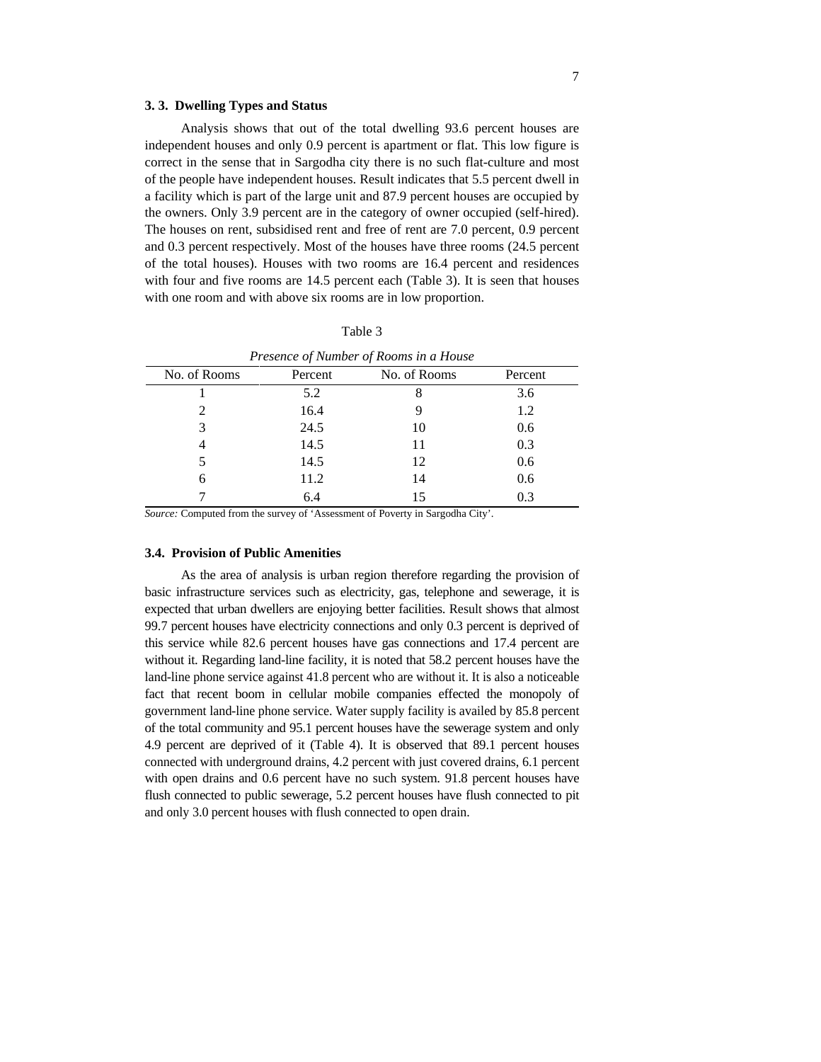### 3. 3. Dwelling Types and Status

Analysis shows that out of the total dwelling 93.6 percent houses are independent houses and only 0.9 percent is apartment or flat. This low figure is correct in the sense that in Sargodha city there is no such flat-culture and most of the people have independent houses. Result indicates that 5.5 percent dwell in a facility which is part of the large unit and 87.9 percent houses are occupied by the owners. Only 3.9 percent are in the category of owner occupied (self-hired). The houses on rent, subsidised rent and free of rent are 7.0 percent, 0.9 percent and 0.3 percent respectively. Most of the houses have three rooms (24.5 percent of the total houses). Houses with two rooms are 16.4 percent and residences with four and five rooms are 14.5 percent each (Table 3). It is seen that houses with one room and with above six rooms are in low proportion.

Table 3

*Presence of Number of Rooms in a House*

| No. of Rooms | Percent | No. of Rooms | Percent |
|---|---|---|---|
| 1 | 5.2 | 8 | 3.6 |
| 2 | 16.4 | 9 | 1.2 |
| 3 | 24.5 | 10 | 0.6 |
| 4 | 14.5 | 11 | 0.3 |
| 5 | 14.5 | 12 | 0.6 |
| 6 | 11.2 | 14 | 0.6 |
| 7 | 6.4 | 15 | 0.3 |

*Source:* Computed from the survey of 'Assessment of Poverty in Sargodha City'.

### 3.4. Provision of Public Amenities

As the area of analysis is urban region therefore regarding the provision of basic infrastructure services such as electricity, gas, telephone and sewerage, it is expected that urban dwellers are enjoying better facilities. Result shows that almost 99.7 percent houses have electricity connections and only 0.3 percent is deprived of this service while 82.6 percent houses have gas connections and 17.4 percent are without it. Regarding land-line facility, it is noted that 58.2 percent houses have the land-line phone service against 41.8 percent who are without it. It is also a noticeable fact that recent boom in cellular mobile companies effected the monopoly of government land-line phone service. Water supply facility is availed by 85.8 percent of the total community and 95.1 percent houses have the sewerage system and only 4.9 percent are deprived of it (Table 4). It is observed that 89.1 percent houses connected with underground drains, 4.2 percent with just covered drains, 6.1 percent with open drains and 0.6 percent have no such system. 91.8 percent houses have flush connected to public sewerage, 5.2 percent houses have flush connected to pit and only 3.0 percent houses with flush connected to open drain.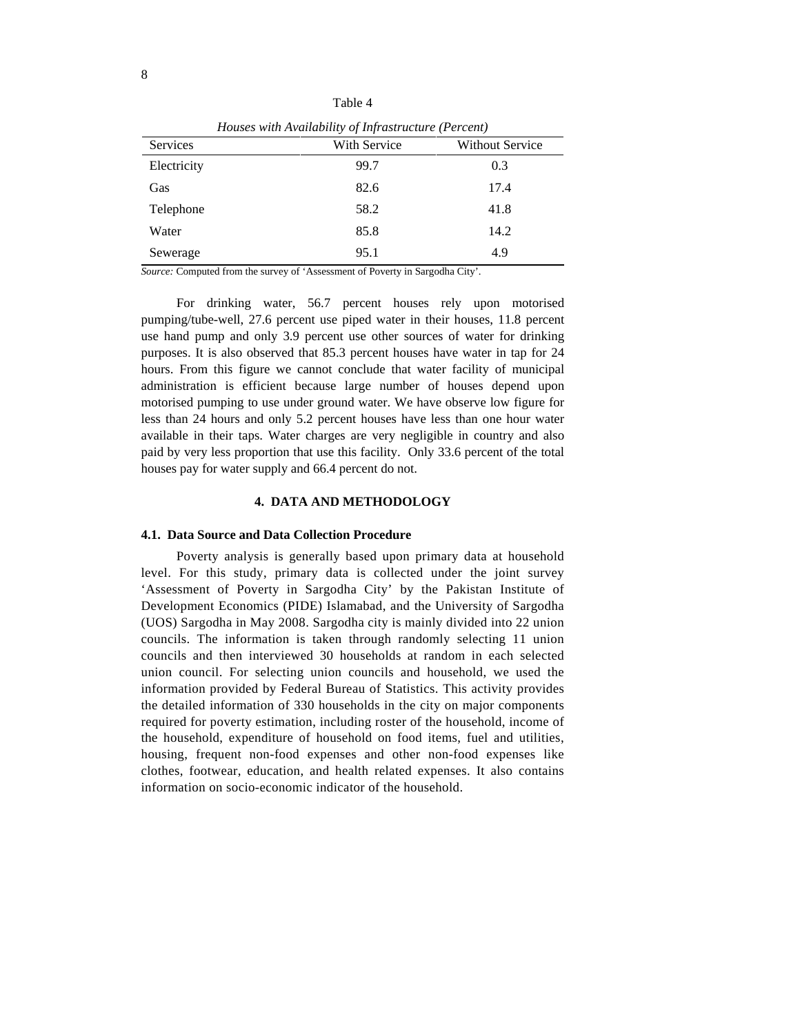Table 4

*Houses with Availability of Infrastructure (Percent)*

| Services | With Service | Without Service |
|---|---|---|
| Electricity | 99.7 | 0.3 |
| Gas | 82.6 | 17.4 |
| Telephone | 58.2 | 41.8 |
| Water | 85.8 | 14.2 |
| Sewerage | 95.1 | 4.9 |

*Source:* Computed from the survey of 'Assessment of Poverty in Sargodha City'.

For drinking water, 56.7 percent houses rely upon motorised pumping/tube-well, 27.6 percent use piped water in their houses, 11.8 percent use hand pump and only 3.9 percent use other sources of water for drinking purposes. It is also observed that 85.3 percent houses have water in tap for 24 hours. From this figure we cannot conclude that water facility of municipal administration is efficient because large number of houses depend upon motorised pumping to use under ground water. We have observe low figure for less than 24 hours and only 5.2 percent houses have less than one hour water available in their taps. Water charges are very negligible in country and also paid by very less proportion that use this facility. Only 33.6 percent of the total houses pay for water supply and 66.4 percent do not.

## 4. DATA AND METHODOLOGY

### 4.1. Data Source and Data Collection Procedure

Poverty analysis is generally based upon primary data at household level. For this study, primary data is collected under the joint survey 'Assessment of Poverty in Sargodha City' by the Pakistan Institute of Development Economics (PIDE) Islamabad, and the University of Sargodha (UOS) Sargodha in May 2008. Sargodha city is mainly divided into 22 union councils. The information is taken through randomly selecting 11 union councils and then interviewed 30 households at random in each selected union council. For selecting union councils and household, we used the information provided by Federal Bureau of Statistics. This activity provides the detailed information of 330 households in the city on major components required for poverty estimation, including roster of the household, income of the household, expenditure of household on food items, fuel and utilities, housing, frequent non-food expenses and other non-food expenses like clothes, footwear, education, and health related expenses. It also contains information on socio-economic indicator of the household.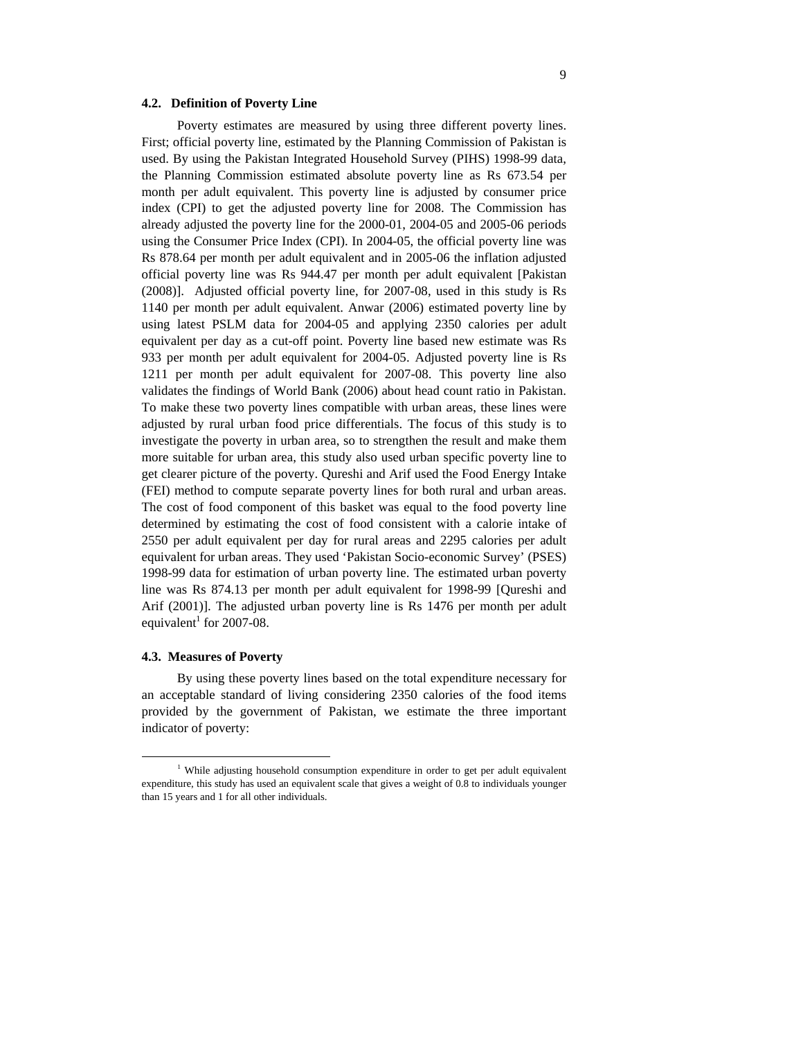### 4.2. Definition of Poverty Line

Poverty estimates are measured by using three different poverty lines. First; official poverty line, estimated by the Planning Commission of Pakistan is used. By using the Pakistan Integrated Household Survey (PIHS) 1998-99 data, the Planning Commission estimated absolute poverty line as Rs 673.54 per month per adult equivalent. This poverty line is adjusted by consumer price index (CPI) to get the adjusted poverty line for 2008. The Commission has already adjusted the poverty line for the 2000-01, 2004-05 and 2005-06 periods using the Consumer Price Index (CPI). In 2004-05, the official poverty line was Rs 878.64 per month per adult equivalent and in 2005-06 the inflation adjusted official poverty line was Rs 944.47 per month per adult equivalent [Pakistan (2008)]. Adjusted official poverty line, for 2007-08, used in this study is Rs 1140 per month per adult equivalent. Anwar (2006) estimated poverty line by using latest PSLM data for 2004-05 and applying 2350 calories per adult equivalent per day as a cut-off point. Poverty line based new estimate was Rs 933 per month per adult equivalent for 2004-05. Adjusted poverty line is Rs 1211 per month per adult equivalent for 2007-08. This poverty line also validates the findings of World Bank (2006) about head count ratio in Pakistan. To make these two poverty lines compatible with urban areas, these lines were adjusted by rural urban food price differentials. The focus of this study is to investigate the poverty in urban area, so to strengthen the result and make them more suitable for urban area, this study also used urban specific poverty line to get clearer picture of the poverty. Qureshi and Arif used the Food Energy Intake (FEI) method to compute separate poverty lines for both rural and urban areas. The cost of food component of this basket was equal to the food poverty line determined by estimating the cost of food consistent with a calorie intake of 2550 per adult equivalent per day for rural areas and 2295 calories per adult equivalent for urban areas. They used 'Pakistan Socio-economic Survey' (PSES) 1998-99 data for estimation of urban poverty line. The estimated urban poverty line was Rs 874.13 per month per adult equivalent for 1998-99 [Qureshi and Arif (2001)]. The adjusted urban poverty line is Rs 1476 per month per adult equivalent[1] for 2007-08.

### 4.3. Measures of Poverty

By using these poverty lines based on the total expenditure necessary for an acceptable standard of living considering 2350 calories of the food items provided by the government of Pakistan, we estimate the three important indicator of poverty:

---

[1] While adjusting household consumption expenditure in order to get per adult equivalent expenditure, this study has used an equivalent scale that gives a weight of 0.8 to individuals younger than 15 years and 1 for all other individuals.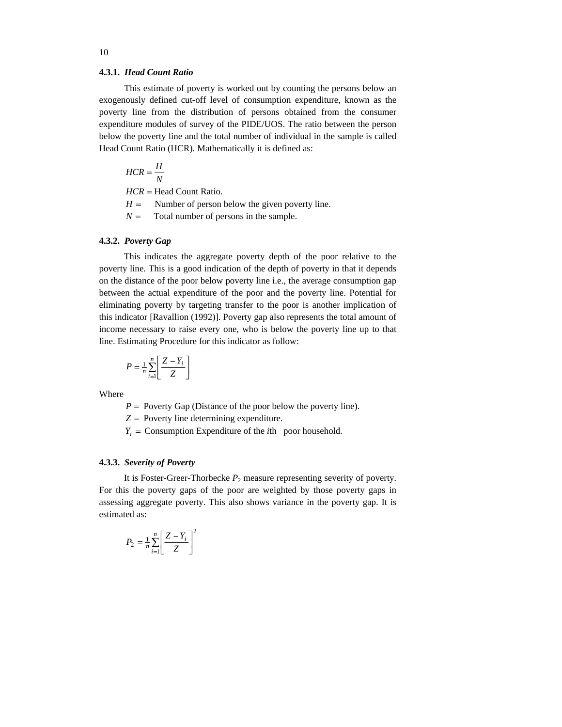#### 4.3.1. *Head Count Ratio*

This estimate of poverty is worked out by counting the persons below an exogenously defined cut-off level of consumption expenditure, known as the poverty line from the distribution of persons obtained from the consumer expenditure modules of survey of the PIDE/UOS. The ratio between the person below the poverty line and the total number of individual in the sample is called Head Count Ratio (HCR). Mathematically it is defined as:

$$HCR = \frac{H}{N}$$

$HCR =$ Head Count Ratio.

$H =$ Number of person below the given poverty line.

$N =$ Total number of persons in the sample.

#### 4.3.2. *Poverty Gap*

This indicates the aggregate poverty depth of the poor relative to the poverty line. This is a good indication of the depth of poverty in that it depends on the distance of the poor below poverty line i.e., the average consumption gap between the actual expenditure of the poor and the poverty line. Potential for eliminating poverty by targeting transfer to the poor is another implication of this indicator [Ravallion (1992)]. Poverty gap also represents the total amount of income necessary to raise every one, who is below the poverty line up to that line. Estimating Procedure for this indicator as follow:

$$P = \tfrac{1}{n}\sum_{i=1}^{n}\left[\frac{Z - Y_i}{Z}\right]$$

Where

$P =$ Poverty Gap (Distance of the poor below the poverty line).

$Z =$ Poverty line determining expenditure.

$Y_i =$ Consumption Expenditure of the *i*th poor household.

#### 4.3.3. *Severity of Poverty*

It is Foster-Greer-Thorbecke $P_2$ measure representing severity of poverty. For this the poverty gaps of the poor are weighted by those poverty gaps in assessing aggregate poverty. This also shows variance in the poverty gap. It is estimated as:

$$P_2 = \tfrac{1}{n}\sum_{i=1}^{n}\left[\frac{Z - Y_i}{Z}\right]^2$$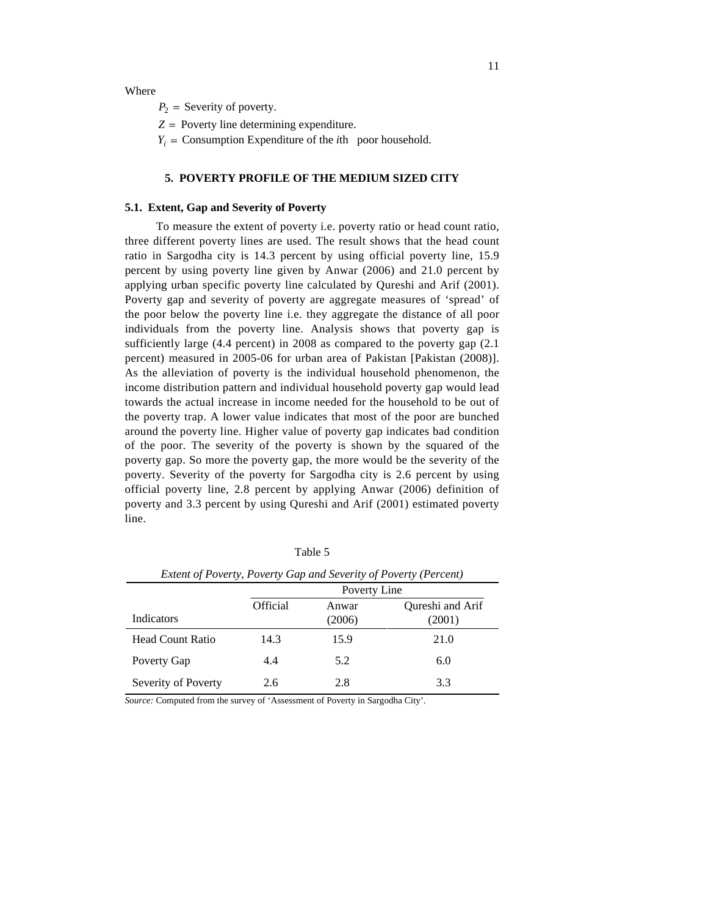Where

$P_2 =$ Severity of poverty.

$Z =$ Poverty line determining expenditure.

$Y_i =$ Consumption Expenditure of the *i*th poor household.

## 5. POVERTY PROFILE OF THE MEDIUM SIZED CITY

### 5.1. Extent, Gap and Severity of Poverty

To measure the extent of poverty i.e. poverty ratio or head count ratio, three different poverty lines are used. The result shows that the head count ratio in Sargodha city is 14.3 percent by using official poverty line, 15.9 percent by using poverty line given by Anwar (2006) and 21.0 percent by applying urban specific poverty line calculated by Qureshi and Arif (2001). Poverty gap and severity of poverty are aggregate measures of 'spread' of the poor below the poverty line i.e. they aggregate the distance of all poor individuals from the poverty line. Analysis shows that poverty gap is sufficiently large (4.4 percent) in 2008 as compared to the poverty gap (2.1 percent) measured in 2005-06 for urban area of Pakistan [Pakistan (2008)]. As the alleviation of poverty is the individual household phenomenon, the income distribution pattern and individual household poverty gap would lead towards the actual increase in income needed for the household to be out of the poverty trap. A lower value indicates that most of the poor are bunched around the poverty line. Higher value of poverty gap indicates bad condition of the poor. The severity of the poverty is shown by the squared of the poverty gap. So more the poverty gap, the more would be the severity of the poverty. Severity of the poverty for Sargodha city is 2.6 percent by using official poverty line, 2.8 percent by applying Anwar (2006) definition of poverty and 3.3 percent by using Qureshi and Arif (2001) estimated poverty line.

Table 5

*Extent of Poverty, Poverty Gap and Severity of Poverty (Percent)*

| | Poverty Line | | |
|---|---|---|---|
| Indicators | Official | Anwar (2006) | Qureshi and Arif (2001) |
| Head Count Ratio | 14.3 | 15.9 | 21.0 |
| Poverty Gap | 4.4 | 5.2 | 6.0 |
| Severity of Poverty | 2.6 | 2.8 | 3.3 |

*Source:* Computed from the survey of 'Assessment of Poverty in Sargodha City'.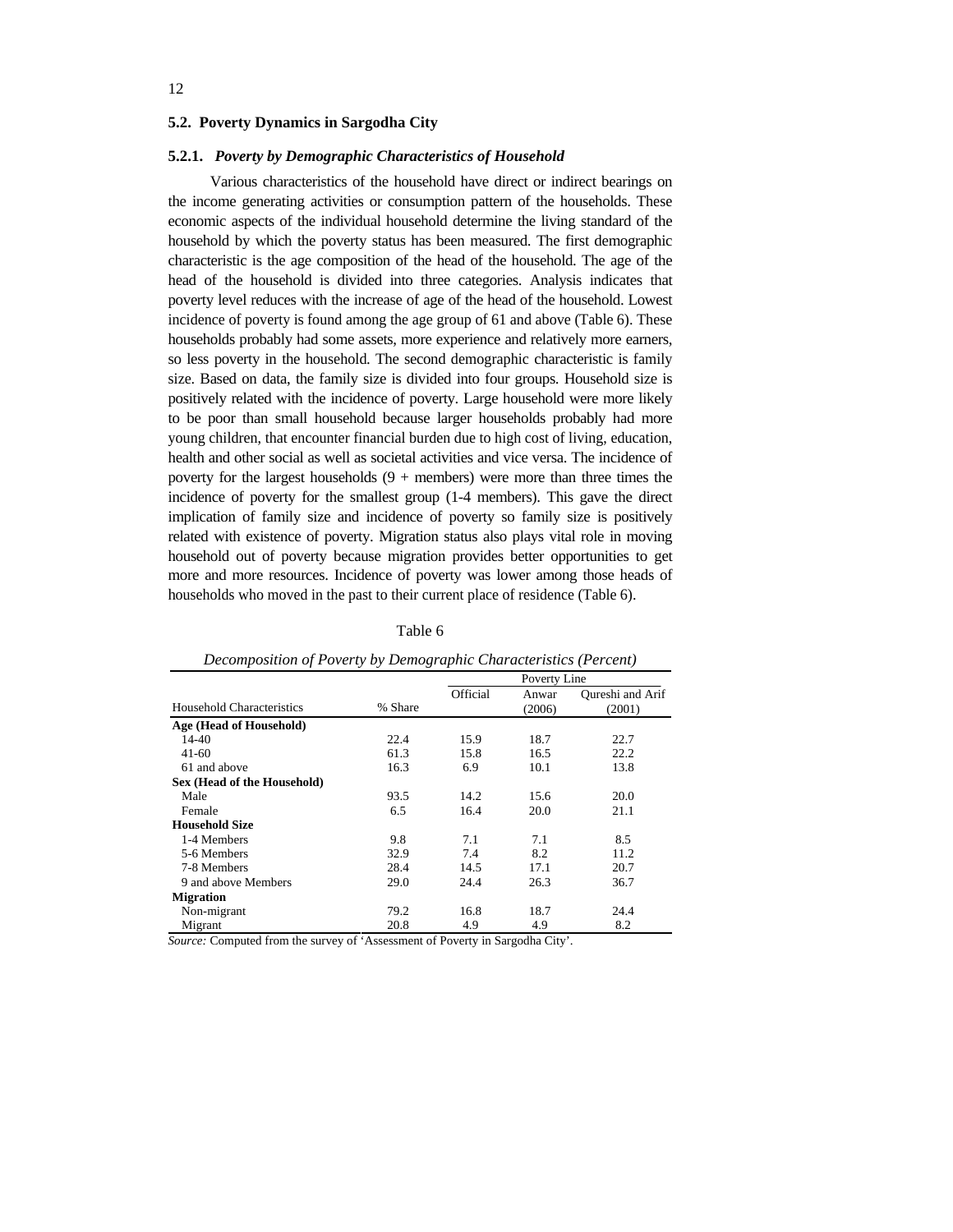### 5.2. Poverty Dynamics in Sargodha City

#### 5.2.1. *Poverty by Demographic Characteristics of Household*

Various characteristics of the household have direct or indirect bearings on the income generating activities or consumption pattern of the households. These economic aspects of the individual household determine the living standard of the household by which the poverty status has been measured. The first demographic characteristic is the age composition of the head of the household. The age of the head of the household is divided into three categories. Analysis indicates that poverty level reduces with the increase of age of the head of the household. Lowest incidence of poverty is found among the age group of 61 and above (Table 6). These households probably had some assets, more experience and relatively more earners, so less poverty in the household. The second demographic characteristic is family size. Based on data, the family size is divided into four groups. Household size is positively related with the incidence of poverty. Large household were more likely to be poor than small household because larger households probably had more young children, that encounter financial burden due to high cost of living, education, health and other social as well as societal activities and vice versa. The incidence of poverty for the largest households (9 + members) were more than three times the incidence of poverty for the smallest group (1-4 members). This gave the direct implication of family size and incidence of poverty so family size is positively related with existence of poverty. Migration status also plays vital role in moving household out of poverty because migration provides better opportunities to get more and more resources. Incidence of poverty was lower among those heads of households who moved in the past to their current place of residence (Table 6).

Table 6

*Decomposition of Poverty by Demographic Characteristics (Percent)*

| Household Characteristics | % Share | Poverty Line | | |
|---|---|---|---|---|
| | | Official | Anwar (2006) | Qureshi and Arif (2001) |
| **Age (Head of Household)** | | | | |
| 14-40 | 22.4 | 15.9 | 18.7 | 22.7 |
| 41-60 | 61.3 | 15.8 | 16.5 | 22.2 |
| 61 and above | 16.3 | 6.9 | 10.1 | 13.8 |
| **Sex (Head of the Household)** | | | | |
| Male | 93.5 | 14.2 | 15.6 | 20.0 |
| Female | 6.5 | 16.4 | 20.0 | 21.1 |
| **Household Size** | | | | |
| 1-4 Members | 9.8 | 7.1 | 7.1 | 8.5 |
| 5-6 Members | 32.9 | 7.4 | 8.2 | 11.2 |
| 7-8 Members | 28.4 | 14.5 | 17.1 | 20.7 |
| 9 and above Members | 29.0 | 24.4 | 26.3 | 36.7 |
| **Migration** | | | | |
| Non-migrant | 79.2 | 16.8 | 18.7 | 24.4 |
| Migrant | 20.8 | 4.9 | 4.9 | 8.2 |

*Source:* Computed from the survey of 'Assessment of Poverty in Sargodha City'.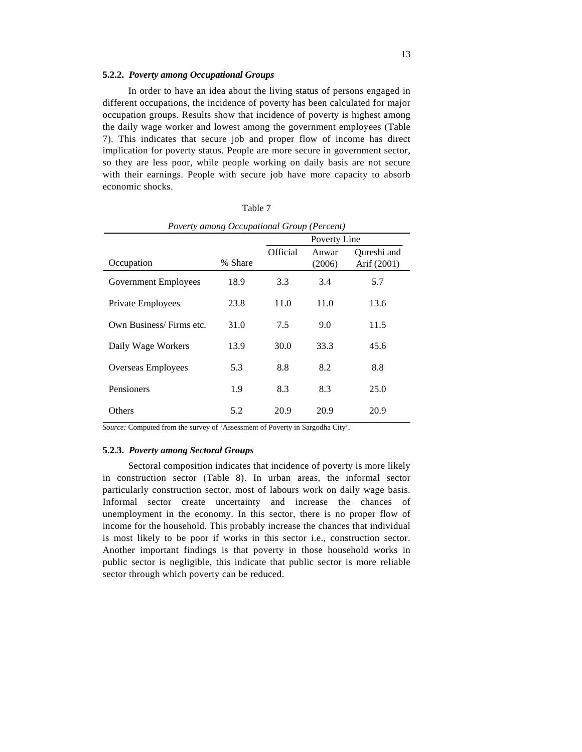#### 5.2.2. *Poverty among Occupational Groups*

In order to have an idea about the living status of persons engaged in different occupations, the incidence of poverty has been calculated for major occupation groups. Results show that incidence of poverty is highest among the daily wage worker and lowest among the government employees (Table 7). This indicates that secure job and proper flow of income has direct implication for poverty status. People are more secure in government sector, so they are less poor, while people working on daily basis are not secure with their earnings. People with secure job have more capacity to absorb economic shocks.

Table 7

*Poverty among Occupational Group (Percent)*

| | | Poverty Line | | |
|---|---|---|---|---|
| Occupation | % Share | Official | Anwar (2006) | Qureshi and Arif (2001) |
| Government Employees | 18.9 | 3.3 | 3.4 | 5.7 |
| Private Employees | 23.8 | 11.0 | 11.0 | 13.6 |
| Own Business/ Firms etc. | 31.0 | 7.5 | 9.0 | 11.5 |
| Daily Wage Workers | 13.9 | 30.0 | 33.3 | 45.6 |
| Overseas Employees | 5.3 | 8.8 | 8.2 | 8.8 |
| Pensioners | 1.9 | 8.3 | 8.3 | 25.0 |
| Others | 5.2 | 20.9 | 20.9 | 20.9 |

*Source:* Computed from the survey of 'Assessment of Poverty in Sargodha City'.

#### 5.2.3. *Poverty among Sectoral Groups*

Sectoral composition indicates that incidence of poverty is more likely in construction sector (Table 8). In urban areas, the informal sector particularly construction sector, most of labours work on daily wage basis. Informal sector create uncertainty and increase the chances of unemployment in the economy. In this sector, there is no proper flow of income for the household. This probably increase the chances that individual is most likely to be poor if works in this sector i.e., construction sector. Another important findings is that poverty in those household works in public sector is negligible, this indicate that public sector is more reliable sector through which poverty can be reduced.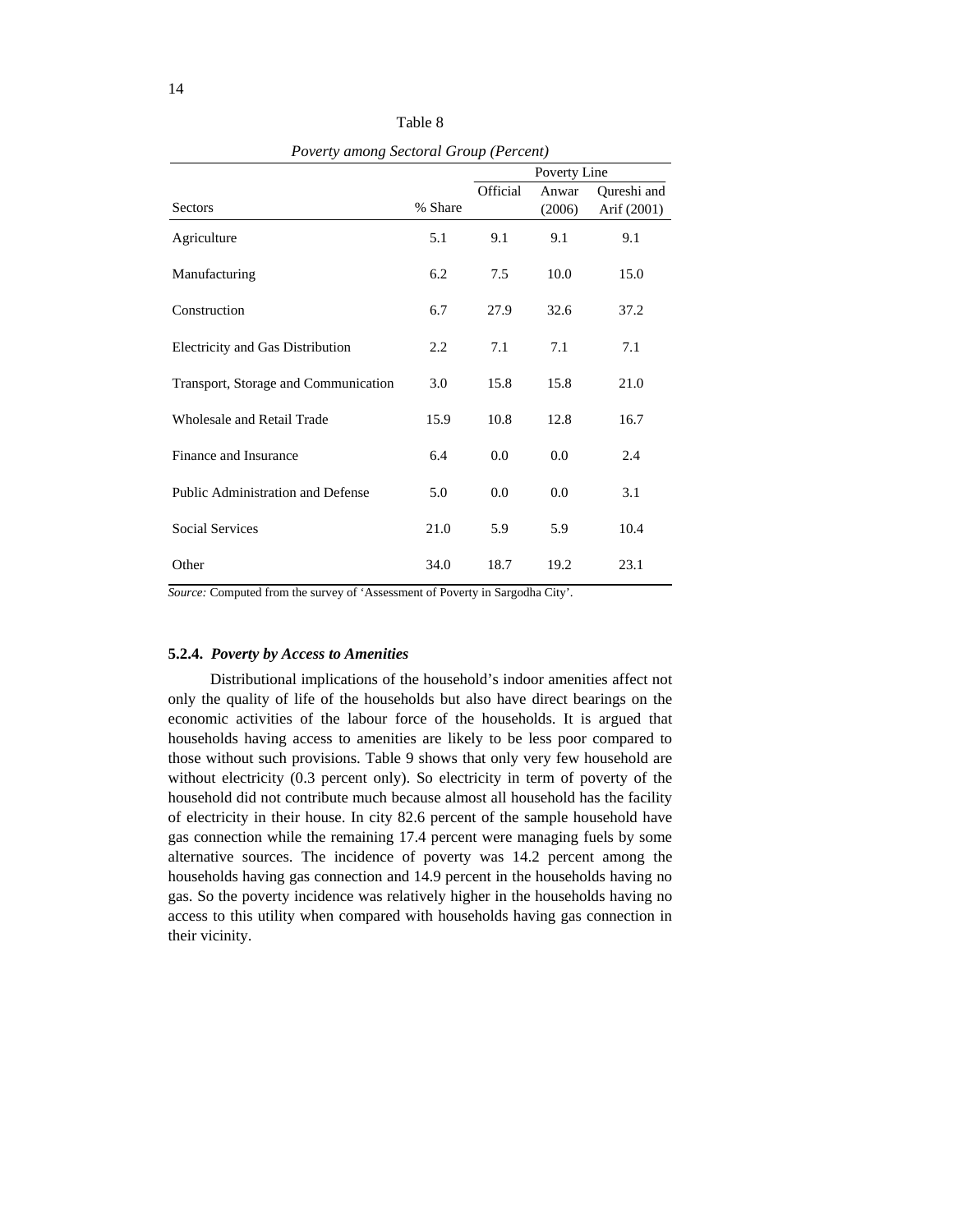Table 8

*Poverty among Sectoral Group (Percent)*

| Sectors | % Share | Poverty Line | | |
|---|---|---|---|---|
| | | Official | Anwar (2006) | Qureshi and Arif (2001) |
| Agriculture | 5.1 | 9.1 | 9.1 | 9.1 |
| Manufacturing | 6.2 | 7.5 | 10.0 | 15.0 |
| Construction | 6.7 | 27.9 | 32.6 | 37.2 |
| Electricity and Gas Distribution | 2.2 | 7.1 | 7.1 | 7.1 |
| Transport, Storage and Communication | 3.0 | 15.8 | 15.8 | 21.0 |
| Wholesale and Retail Trade | 15.9 | 10.8 | 12.8 | 16.7 |
| Finance and Insurance | 6.4 | 0.0 | 0.0 | 2.4 |
| Public Administration and Defense | 5.0 | 0.0 | 0.0 | 3.1 |
| Social Services | 21.0 | 5.9 | 5.9 | 10.4 |
| Other | 34.0 | 18.7 | 19.2 | 23.1 |

*Source:* Computed from the survey of 'Assessment of Poverty in Sargodha City'.

### 5.2.4. *Poverty by Access to Amenities*

Distributional implications of the household's indoor amenities affect not only the quality of life of the households but also have direct bearings on the economic activities of the labour force of the households. It is argued that households having access to amenities are likely to be less poor compared to those without such provisions. Table 9 shows that only very few household are without electricity (0.3 percent only). So electricity in term of poverty of the household did not contribute much because almost all household has the facility of electricity in their house. In city 82.6 percent of the sample household have gas connection while the remaining 17.4 percent were managing fuels by some alternative sources. The incidence of poverty was 14.2 percent among the households having gas connection and 14.9 percent in the households having no gas. So the poverty incidence was relatively higher in the households having no access to this utility when compared with households having gas connection in their vicinity.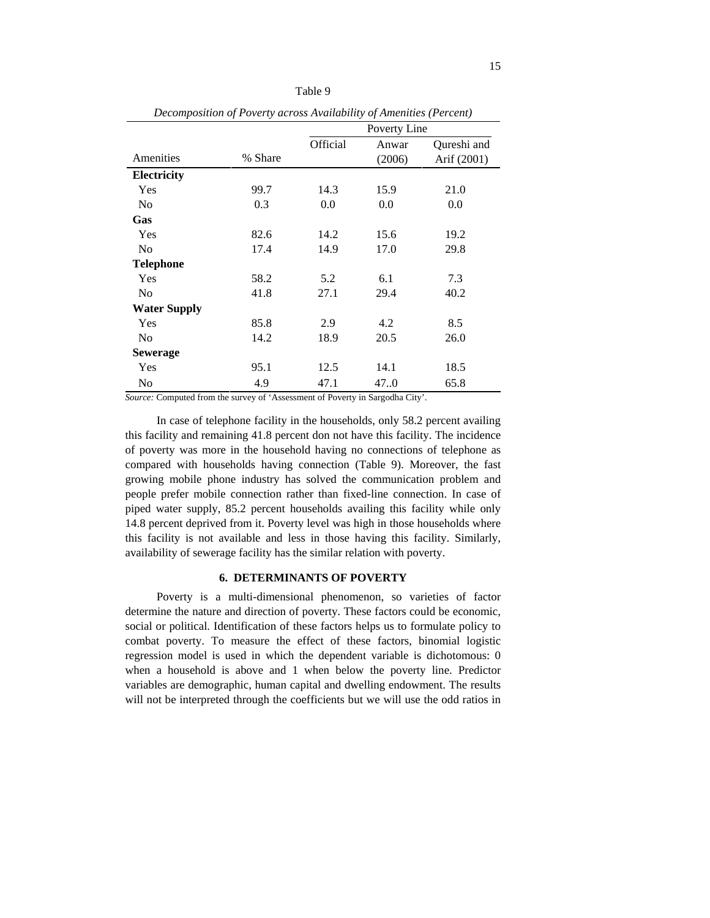Table 9

*Decomposition of Poverty across Availability of Amenities (Percent)*

| Amenities | % Share | Poverty Line | | |
|---|---|---|---|---|
| | | Official | Anwar (2006) | Qureshi and Arif (2001) |
| **Electricity** | | | | |
| Yes | 99.7 | 14.3 | 15.9 | 21.0 |
| No | 0.3 | 0.0 | 0.0 | 0.0 |
| **Gas** | | | | |
| Yes | 82.6 | 14.2 | 15.6 | 19.2 |
| No | 17.4 | 14.9 | 17.0 | 29.8 |
| **Telephone** | | | | |
| Yes | 58.2 | 5.2 | 6.1 | 7.3 |
| No | 41.8 | 27.1 | 29.4 | 40.2 |
| **Water Supply** | | | | |
| Yes | 85.8 | 2.9 | 4.2 | 8.5 |
| No | 14.2 | 18.9 | 20.5 | 26.0 |
| **Sewerage** | | | | |
| Yes | 95.1 | 12.5 | 14.1 | 18.5 |
| No | 4.9 | 47.1 | 47..0 | 65.8 |

*Source:* Computed from the survey of 'Assessment of Poverty in Sargodha City'.

In case of telephone facility in the households, only 58.2 percent availing this facility and remaining 41.8 percent don not have this facility. The incidence of poverty was more in the household having no connections of telephone as compared with households having connection (Table 9). Moreover, the fast growing mobile phone industry has solved the communication problem and people prefer mobile connection rather than fixed-line connection. In case of piped water supply, 85.2 percent households availing this facility while only 14.8 percent deprived from it. Poverty level was high in those households where this facility is not available and less in those having this facility. Similarly, availability of sewerage facility has the similar relation with poverty.

## 6. DETERMINANTS OF POVERTY

Poverty is a multi-dimensional phenomenon, so varieties of factor determine the nature and direction of poverty. These factors could be economic, social or political. Identification of these factors helps us to formulate policy to combat poverty. To measure the effect of these factors, binomial logistic regression model is used in which the dependent variable is dichotomous: 0 when a household is above and 1 when below the poverty line. Predictor variables are demographic, human capital and dwelling endowment. The results will not be interpreted through the coefficients but we will use the odd ratios in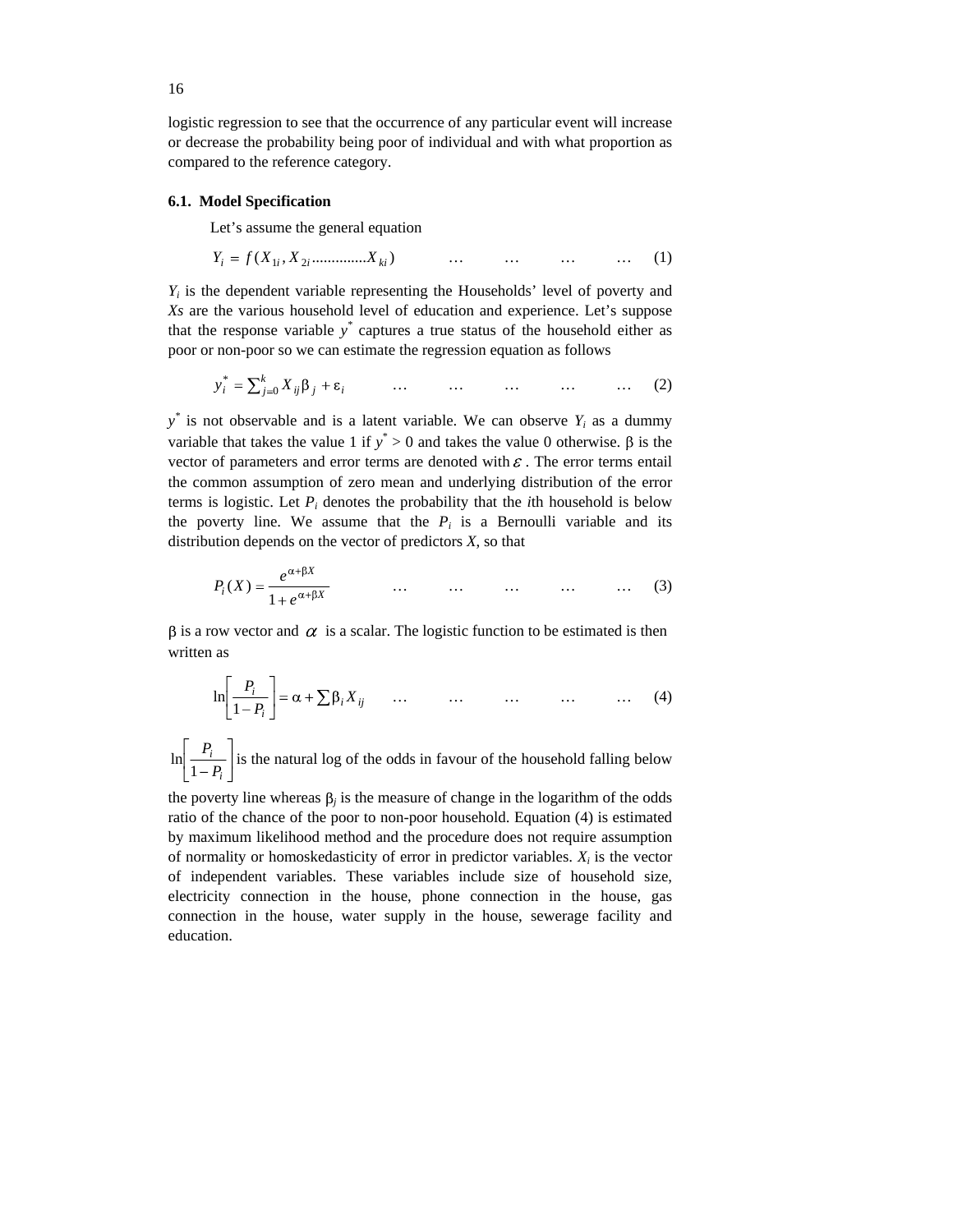logistic regression to see that the occurrence of any particular event will increase or decrease the probability being poor of individual and with what proportion as compared to the reference category.

### 6.1. Model Specification

Let's assume the general equation

$$Y_i = f(X_{1i}, X_{2i} \ldots\ldots\ldots\ldots X_{ki}) \qquad \ldots \quad \ldots \quad \ldots \quad \ldots \quad (1)$$

$Y_i$ is the dependent variable representing the Households' level of poverty and *Xs* are the various household level of education and experience. Let's suppose that the response variable $y^*$ captures a true status of the household either as poor or non-poor so we can estimate the regression equation as follows

$$y_i^* = \sum_{j=0}^{k} X_{ij}\beta_j + \varepsilon_i \qquad \ldots \quad \ldots \quad \ldots \quad \ldots \quad \ldots \quad (2)$$

$y^*$ is not observable and is a latent variable. We can observe $Y_i$ as a dummy variable that takes the value 1 if $y^* > 0$ and takes the value 0 otherwise. $\beta$ is the vector of parameters and error terms are denoted with $\varepsilon$. The error terms entail the common assumption of zero mean and underlying distribution of the error terms is logistic. Let $P_i$ denotes the probability that the *i*th household is below the poverty line. We assume that the $P_i$ is a Bernoulli variable and its distribution depends on the vector of predictors *X*, so that

$$P_i(X) = \frac{e^{\alpha+\beta X}}{1+e^{\alpha+\beta X}} \qquad \ldots \quad \ldots \quad \ldots \quad \ldots \quad \ldots \quad (3)$$

$\beta$ is a row vector and $\alpha$ is a scalar. The logistic function to be estimated is then written as

$$\ln\left[\frac{P_i}{1-P_i}\right] = \alpha + \sum \beta_i X_{ij} \qquad \ldots \quad \ldots \quad \ldots \quad \ldots \quad \ldots \quad (4)$$

$\ln\left[\frac{P_i}{1-P_i}\right]$ is the natural log of the odds in favour of the household falling below the poverty line whereas $\beta_j$ is the measure of change in the logarithm of the odds ratio of the chance of the poor to non-poor household. Equation (4) is estimated by maximum likelihood method and the procedure does not require assumption of normality or homoskedasticity of error in predictor variables. $X_i$ is the vector of independent variables. These variables include size of household size, electricity connection in the house, phone connection in the house, gas connection in the house, water supply in the house, sewerage facility and education.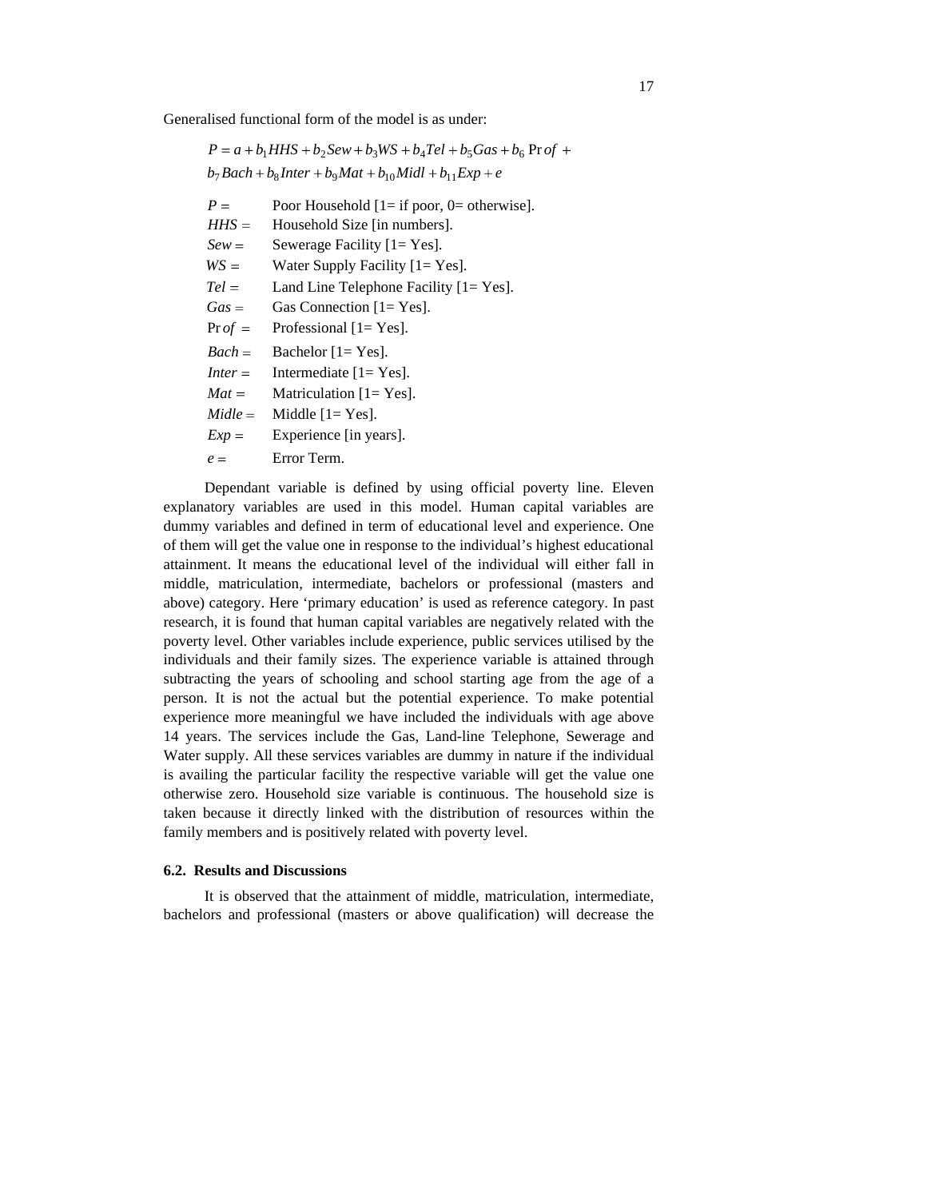Generalised functional form of the model is as under:

$$P = a + b_1 HHS + b_2 Sew + b_3 WS + b_4 Tel + b_5 Gas + b_6 \operatorname{Pr}of + b_7 Bach + b_8 Inter + b_9 Mat + b_{10} Midl + b_{11} Exp + e$$

$P =$ Poor Household [1= if poor, 0= otherwise].
$HHS =$ Household Size [in numbers].
$Sew =$ Sewerage Facility [1= Yes].
$WS =$ Water Supply Facility [1= Yes].
$Tel =$ Land Line Telephone Facility [1= Yes].
$Gas =$ Gas Connection [1= Yes].
$\operatorname{Pr}of =$ Professional [1= Yes].
$Bach =$ Bachelor [1= Yes].
$Inter =$ Intermediate [1= Yes].
$Mat =$ Matriculation [1= Yes].
$Midle =$ Middle [1= Yes].
$Exp =$ Experience [in years].
$e =$ Error Term.

Dependant variable is defined by using official poverty line. Eleven explanatory variables are used in this model. Human capital variables are dummy variables and defined in term of educational level and experience. One of them will get the value one in response to the individual's highest educational attainment. It means the educational level of the individual will either fall in middle, matriculation, intermediate, bachelors or professional (masters and above) category. Here 'primary education' is used as reference category. In past research, it is found that human capital variables are negatively related with the poverty level. Other variables include experience, public services utilised by the individuals and their family sizes. The experience variable is attained through subtracting the years of schooling and school starting age from the age of a person. It is not the actual but the potential experience. To make potential experience more meaningful we have included the individuals with age above 14 years. The services include the Gas, Land-line Telephone, Sewerage and Water supply. All these services variables are dummy in nature if the individual is availing the particular facility the respective variable will get the value one otherwise zero. Household size variable is continuous. The household size is taken because it directly linked with the distribution of resources within the family members and is positively related with poverty level.

### 6.2. Results and Discussions

It is observed that the attainment of middle, matriculation, intermediate, bachelors and professional (masters or above qualification) will decrease the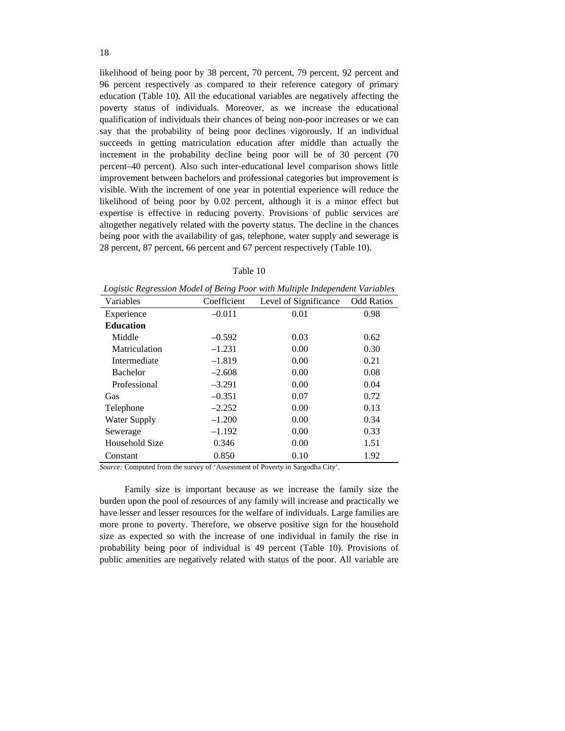likelihood of being poor by 38 percent, 70 percent, 79 percent, 92 percent and 96 percent respectively as compared to their reference category of primary education (Table 10). All the educational variables are negatively affecting the poverty status of individuals. Moreover, as we increase the educational qualification of individuals their chances of being non-poor increases or we can say that the probability of being poor declines vigorously. If an individual succeeds in getting matriculation education after middle than actually the increment in the probability decline being poor will be of 30 percent (70 percent–40 percent). Also such inter-educational level comparison shows little improvement between bachelors and professional categories but improvement is visible. With the increment of one year in potential experience will reduce the likelihood of being poor by 0.02 percent, although it is a minor effect but expertise is effective in reducing poverty. Provisions of public services are altogether negatively related with the poverty status. The decline in the chances being poor with the availability of gas, telephone, water supply and sewerage is 28 percent, 87 percent, 66 percent and 67 percent respectively (Table 10).

Table 10

*Logistic Regression Model of Being Poor with Multiple Independent Variables*

| Variables | Coefficient | Level of Significance | Odd Ratios |
|---|---|---|---|
| Experience | –0.011 | 0.01 | 0.98 |
| **Education** | | | |
| Middle | –0.592 | 0.03 | 0.62 |
| Matriculation | –1.231 | 0.00 | 0.30 |
| Intermediate | –1.819 | 0.00 | 0.21 |
| Bachelor | –2.608 | 0.00 | 0.08 |
| Professional | –3.291 | 0.00 | 0.04 |
| Gas | –0.351 | 0.07 | 0.72 |
| Telephone | –2.252 | 0.00 | 0.13 |
| Water Supply | –1.200 | 0.00 | 0.34 |
| Sewerage | –1.192 | 0.00 | 0.33 |
| Household Size | 0.346 | 0.00 | 1.51 |
| Constant | 0.850 | 0.10 | 1.92 |

*Source:* Computed from the survey of 'Assessment of Poverty in Sargodha City'.

Family size is important because as we increase the family size the burden upon the pool of resources of any family will increase and practically we have lesser and lesser resources for the welfare of individuals. Large families are more prone to poverty. Therefore, we observe positive sign for the household size as expected so with the increase of one individual in family the rise in probability being poor of individual is 49 percent (Table 10). Provisions of public amenities are negatively related with status of the poor. All variable are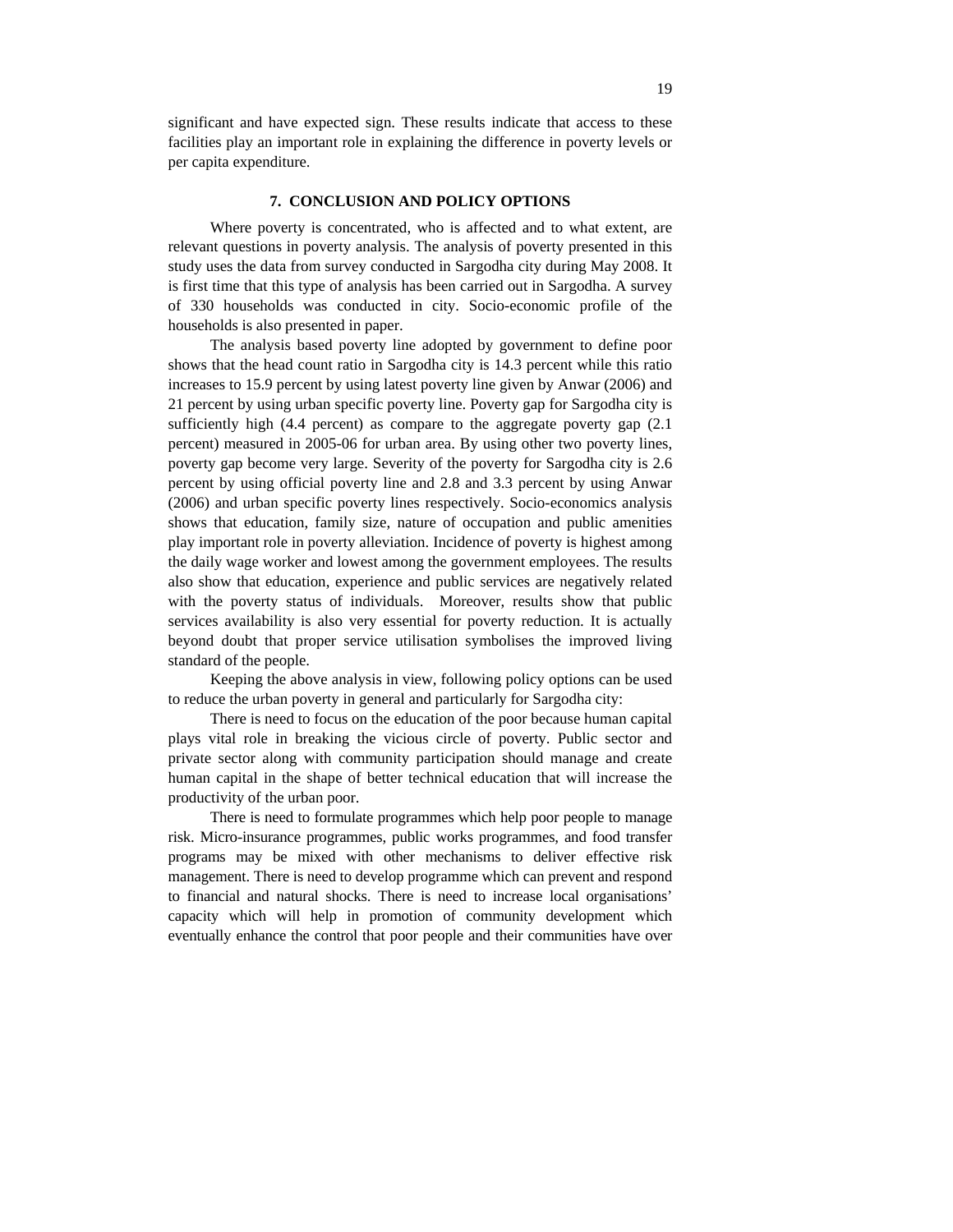significant and have expected sign. These results indicate that access to these facilities play an important role in explaining the difference in poverty levels or per capita expenditure.

## 7. CONCLUSION AND POLICY OPTIONS

Where poverty is concentrated, who is affected and to what extent, are relevant questions in poverty analysis. The analysis of poverty presented in this study uses the data from survey conducted in Sargodha city during May 2008. It is first time that this type of analysis has been carried out in Sargodha. A survey of 330 households was conducted in city. Socio-economic profile of the households is also presented in paper.

The analysis based poverty line adopted by government to define poor shows that the head count ratio in Sargodha city is 14.3 percent while this ratio increases to 15.9 percent by using latest poverty line given by Anwar (2006) and 21 percent by using urban specific poverty line. Poverty gap for Sargodha city is sufficiently high (4.4 percent) as compare to the aggregate poverty gap (2.1 percent) measured in 2005-06 for urban area. By using other two poverty lines, poverty gap become very large. Severity of the poverty for Sargodha city is 2.6 percent by using official poverty line and 2.8 and 3.3 percent by using Anwar (2006) and urban specific poverty lines respectively. Socio-economics analysis shows that education, family size, nature of occupation and public amenities play important role in poverty alleviation. Incidence of poverty is highest among the daily wage worker and lowest among the government employees. The results also show that education, experience and public services are negatively related with the poverty status of individuals. Moreover, results show that public services availability is also very essential for poverty reduction. It is actually beyond doubt that proper service utilisation symbolises the improved living standard of the people.

Keeping the above analysis in view, following policy options can be used to reduce the urban poverty in general and particularly for Sargodha city:

There is need to focus on the education of the poor because human capital plays vital role in breaking the vicious circle of poverty. Public sector and private sector along with community participation should manage and create human capital in the shape of better technical education that will increase the productivity of the urban poor.

There is need to formulate programmes which help poor people to manage risk. Micro-insurance programmes, public works programmes, and food transfer programs may be mixed with other mechanisms to deliver effective risk management. There is need to develop programme which can prevent and respond to financial and natural shocks. There is need to increase local organisations' capacity which will help in promotion of community development which eventually enhance the control that poor people and their communities have over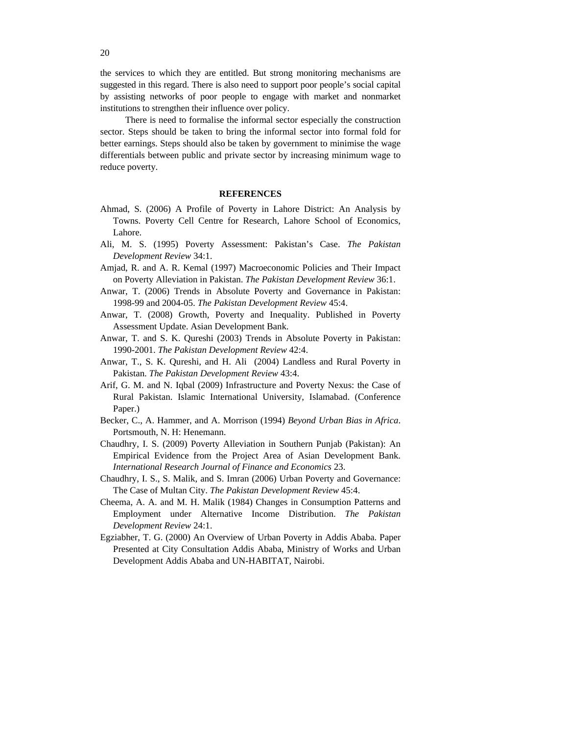the services to which they are entitled. But strong monitoring mechanisms are suggested in this regard. There is also need to support poor people's social capital by assisting networks of poor people to engage with market and nonmarket institutions to strengthen their influence over policy.

There is need to formalise the informal sector especially the construction sector. Steps should be taken to bring the informal sector into formal fold for better earnings. Steps should also be taken by government to minimise the wage differentials between public and private sector by increasing minimum wage to reduce poverty.

## REFERENCES

Ahmad, S. (2006) A Profile of Poverty in Lahore District: An Analysis by Towns. Poverty Cell Centre for Research, Lahore School of Economics, Lahore.

Ali, M. S. (1995) Poverty Assessment: Pakistan's Case. *The Pakistan Development Review* 34:1.

Amjad, R. and A. R. Kemal (1997) Macroeconomic Policies and Their Impact on Poverty Alleviation in Pakistan. *The Pakistan Development Review* 36:1.

Anwar, T. (2006) Trends in Absolute Poverty and Governance in Pakistan: 1998-99 and 2004-05. *The Pakistan Development Review* 45:4.

Anwar, T. (2008) Growth, Poverty and Inequality. Published in Poverty Assessment Update. Asian Development Bank.

Anwar, T. and S. K. Qureshi (2003) Trends in Absolute Poverty in Pakistan: 1990-2001. *The Pakistan Development Review* 42:4.

Anwar, T., S. K. Qureshi, and H. Ali (2004) Landless and Rural Poverty in Pakistan. *The Pakistan Development Review* 43:4.

Arif, G. M. and N. Iqbal (2009) Infrastructure and Poverty Nexus: the Case of Rural Pakistan. Islamic International University, Islamabad. (Conference Paper.)

Becker, C., A. Hammer, and A. Morrison (1994) *Beyond Urban Bias in Africa*. Portsmouth, N. H: Henemann.

Chaudhry, I. S. (2009) Poverty Alleviation in Southern Punjab (Pakistan): An Empirical Evidence from the Project Area of Asian Development Bank. *International Research Journal of Finance and Economics* 23.

Chaudhry, I. S., S. Malik, and S. Imran (2006) Urban Poverty and Governance: The Case of Multan City. *The Pakistan Development Review* 45:4.

Cheema, A. A. and M. H. Malik (1984) Changes in Consumption Patterns and Employment under Alternative Income Distribution. *The Pakistan Development Review* 24:1.

Egziabher, T. G. (2000) An Overview of Urban Poverty in Addis Ababa. Paper Presented at City Consultation Addis Ababa, Ministry of Works and Urban Development Addis Ababa and UN-HABITAT, Nairobi.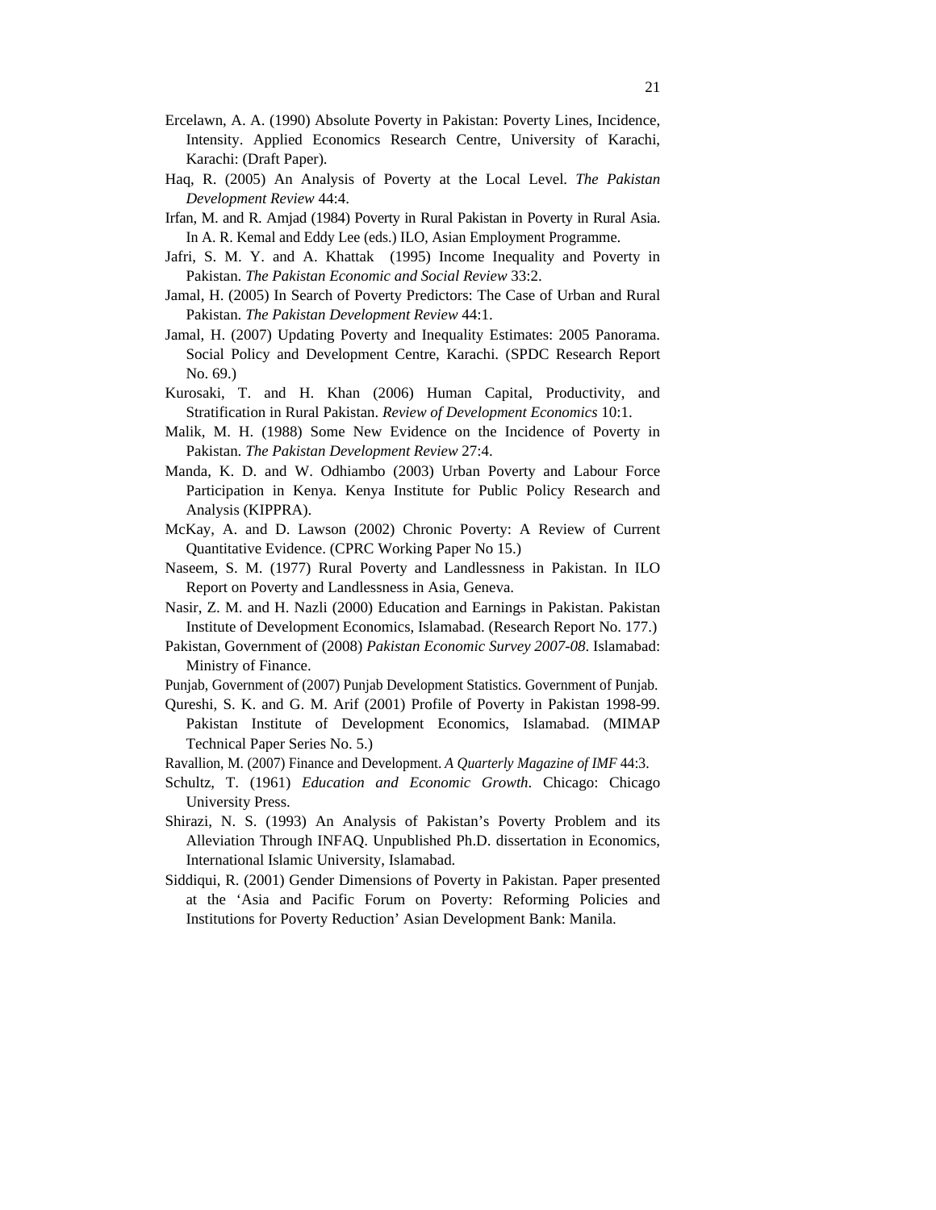Ercelawn, A. A. (1990) Absolute Poverty in Pakistan: Poverty Lines, Incidence, Intensity. Applied Economics Research Centre, University of Karachi, Karachi: (Draft Paper).

Haq, R. (2005) An Analysis of Poverty at the Local Level. *The Pakistan Development Review* 44:4.

Irfan, M. and R. Amjad (1984) Poverty in Rural Pakistan in Poverty in Rural Asia. In A. R. Kemal and Eddy Lee (eds.) ILO, Asian Employment Programme.

Jafri, S. M. Y. and A. Khattak (1995) Income Inequality and Poverty in Pakistan. *The Pakistan Economic and Social Review* 33:2.

Jamal, H. (2005) In Search of Poverty Predictors: The Case of Urban and Rural Pakistan. *The Pakistan Development Review* 44:1.

Jamal, H. (2007) Updating Poverty and Inequality Estimates: 2005 Panorama. Social Policy and Development Centre, Karachi. (SPDC Research Report No. 69.)

Kurosaki, T. and H. Khan (2006) Human Capital, Productivity, and Stratification in Rural Pakistan. *Review of Development Economics* 10:1.

Malik, M. H. (1988) Some New Evidence on the Incidence of Poverty in Pakistan. *The Pakistan Development Review* 27:4.

Manda, K. D. and W. Odhiambo (2003) Urban Poverty and Labour Force Participation in Kenya. Kenya Institute for Public Policy Research and Analysis (KIPPRA).

McKay, A. and D. Lawson (2002) Chronic Poverty: A Review of Current Quantitative Evidence. (CPRC Working Paper No 15.)

Naseem, S. M. (1977) Rural Poverty and Landlessness in Pakistan. In ILO Report on Poverty and Landlessness in Asia, Geneva.

Nasir, Z. M. and H. Nazli (2000) Education and Earnings in Pakistan. Pakistan Institute of Development Economics, Islamabad. (Research Report No. 177.)

Pakistan, Government of (2008) *Pakistan Economic Survey 2007-08*. Islamabad: Ministry of Finance.

Punjab, Government of (2007) Punjab Development Statistics. Government of Punjab.

Qureshi, S. K. and G. M. Arif (2001) Profile of Poverty in Pakistan 1998-99. Pakistan Institute of Development Economics, Islamabad. (MIMAP Technical Paper Series No. 5.)

Ravallion, M. (2007) Finance and Development. *A Quarterly Magazine of IMF* 44:3.

Schultz, T. (1961) *Education and Economic Growth*. Chicago: Chicago University Press.

Shirazi, N. S. (1993) An Analysis of Pakistan's Poverty Problem and its Alleviation Through INFAQ. Unpublished Ph.D. dissertation in Economics, International Islamic University, Islamabad.

Siddiqui, R. (2001) Gender Dimensions of Poverty in Pakistan. Paper presented at the 'Asia and Pacific Forum on Poverty: Reforming Policies and Institutions for Poverty Reduction' Asian Development Bank: Manila.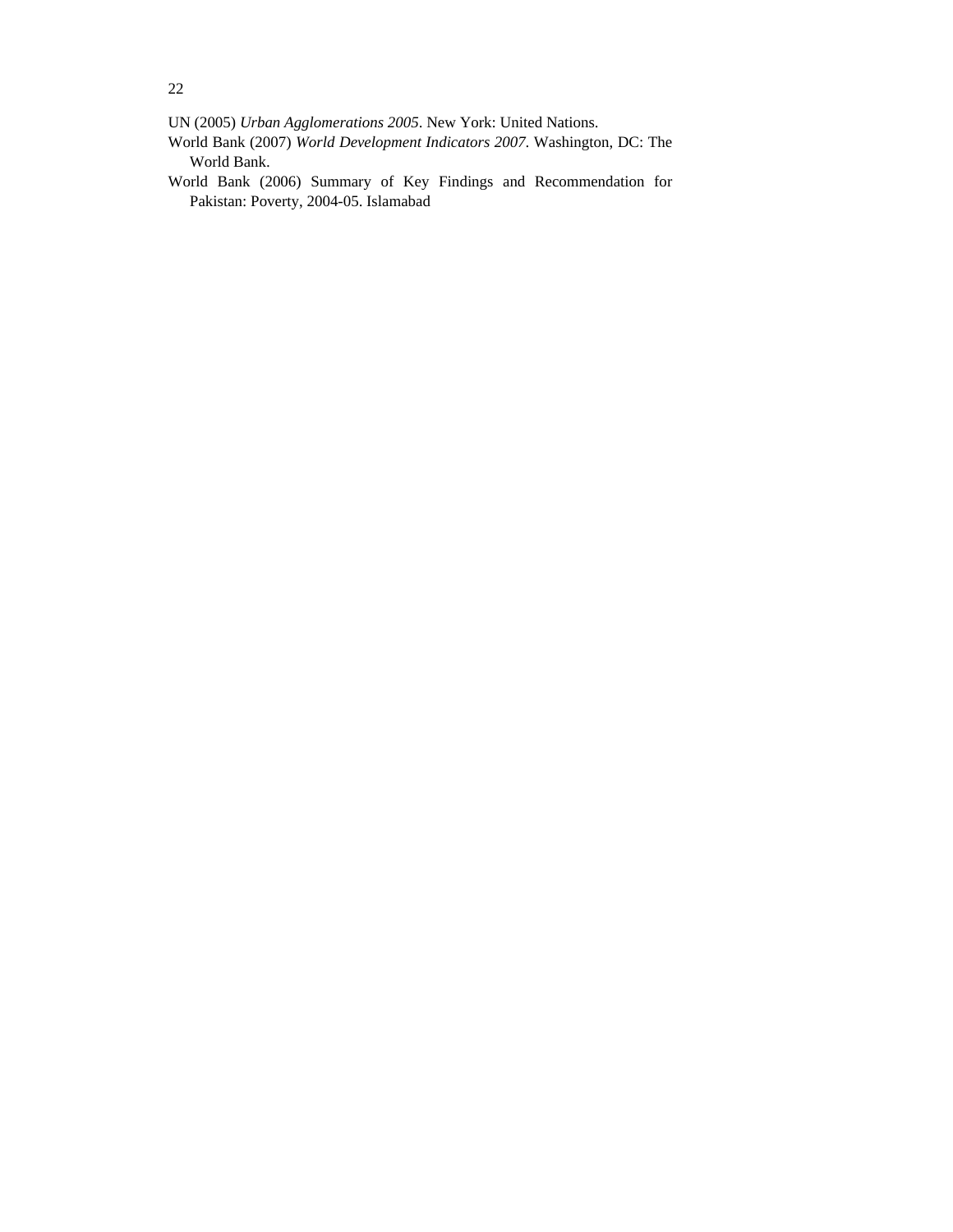UN (2005) *Urban Agglomerations 2005*. New York: United Nations.

World Bank (2007) *World Development Indicators 2007*. Washington, DC: The World Bank.

World Bank (2006) Summary of Key Findings and Recommendation for Pakistan: Poverty, 2004-05. Islamabad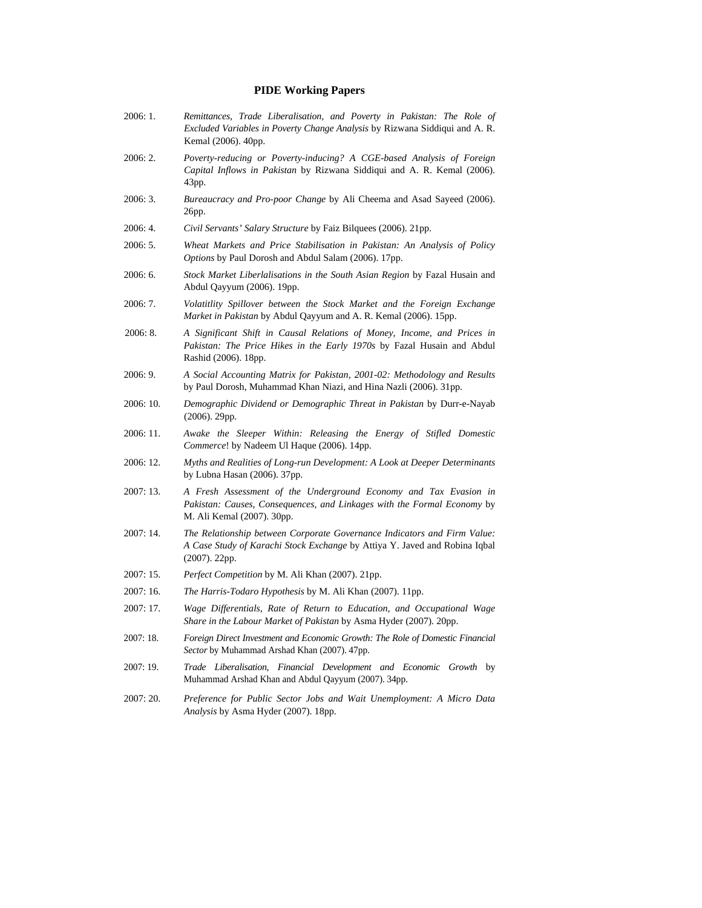## PIDE Working Papers

2006: 1. *Remittances, Trade Liberalisation, and Poverty in Pakistan: The Role of Excluded Variables in Poverty Change Analysis* by Rizwana Siddiqui and A. R. Kemal (2006). 40pp.

2006: 2. *Poverty-reducing or Poverty-inducing? A CGE-based Analysis of Foreign Capital Inflows in Pakistan* by Rizwana Siddiqui and A. R. Kemal (2006). 43pp.

2006: 3. *Bureaucracy and Pro-poor Change* by Ali Cheema and Asad Sayeed (2006). 26pp.

2006: 4. *Civil Servants' Salary Structure* by Faiz Bilquees (2006). 21pp.

2006: 5. *Wheat Markets and Price Stabilisation in Pakistan: An Analysis of Policy Options* by Paul Dorosh and Abdul Salam (2006). 17pp.

2006: 6. *Stock Market Liberlalisations in the South Asian Region* by Fazal Husain and Abdul Qayyum (2006). 19pp.

2006: 7. *Volatitlity Spillover between the Stock Market and the Foreign Exchange Market in Pakistan* by Abdul Qayyum and A. R. Kemal (2006). 15pp.

2006: 8. *A Significant Shift in Causal Relations of Money, Income, and Prices in Pakistan: The Price Hikes in the Early 1970s* by Fazal Husain and Abdul Rashid (2006). 18pp.

2006: 9. *A Social Accounting Matrix for Pakistan, 2001-02: Methodology and Results* by Paul Dorosh, Muhammad Khan Niazi, and Hina Nazli (2006). 31pp.

2006: 10. *Demographic Dividend or Demographic Threat in Pakistan* by Durr-e-Nayab (2006). 29pp.

2006: 11. *Awake the Sleeper Within: Releasing the Energy of Stifled Domestic Commerce*! by Nadeem Ul Haque (2006). 14pp.

2006: 12. *Myths and Realities of Long-run Development: A Look at Deeper Determinants* by Lubna Hasan (2006). 37pp.

2007: 13. *A Fresh Assessment of the Underground Economy and Tax Evasion in Pakistan: Causes, Consequences, and Linkages with the Formal Economy* by M. Ali Kemal (2007). 30pp.

2007: 14. *The Relationship between Corporate Governance Indicators and Firm Value: A Case Study of Karachi Stock Exchange* by Attiya Y. Javed and Robina Iqbal (2007). 22pp.

2007: 15. *Perfect Competition* by M. Ali Khan (2007). 21pp.

2007: 16. *The Harris-Todaro Hypothesis* by M. Ali Khan (2007). 11pp.

2007: 17. *Wage Differentials, Rate of Return to Education, and Occupational Wage Share in the Labour Market of Pakistan* by Asma Hyder (2007). 20pp.

2007: 18. *Foreign Direct Investment and Economic Growth: The Role of Domestic Financial Sector* by Muhammad Arshad Khan (2007). 47pp.

2007: 19. *Trade Liberalisation, Financial Development and Economic Growth* by Muhammad Arshad Khan and Abdul Qayyum (2007). 34pp.

2007: 20. *Preference for Public Sector Jobs and Wait Unemployment: A Micro Data Analysis* by Asma Hyder (2007). 18pp.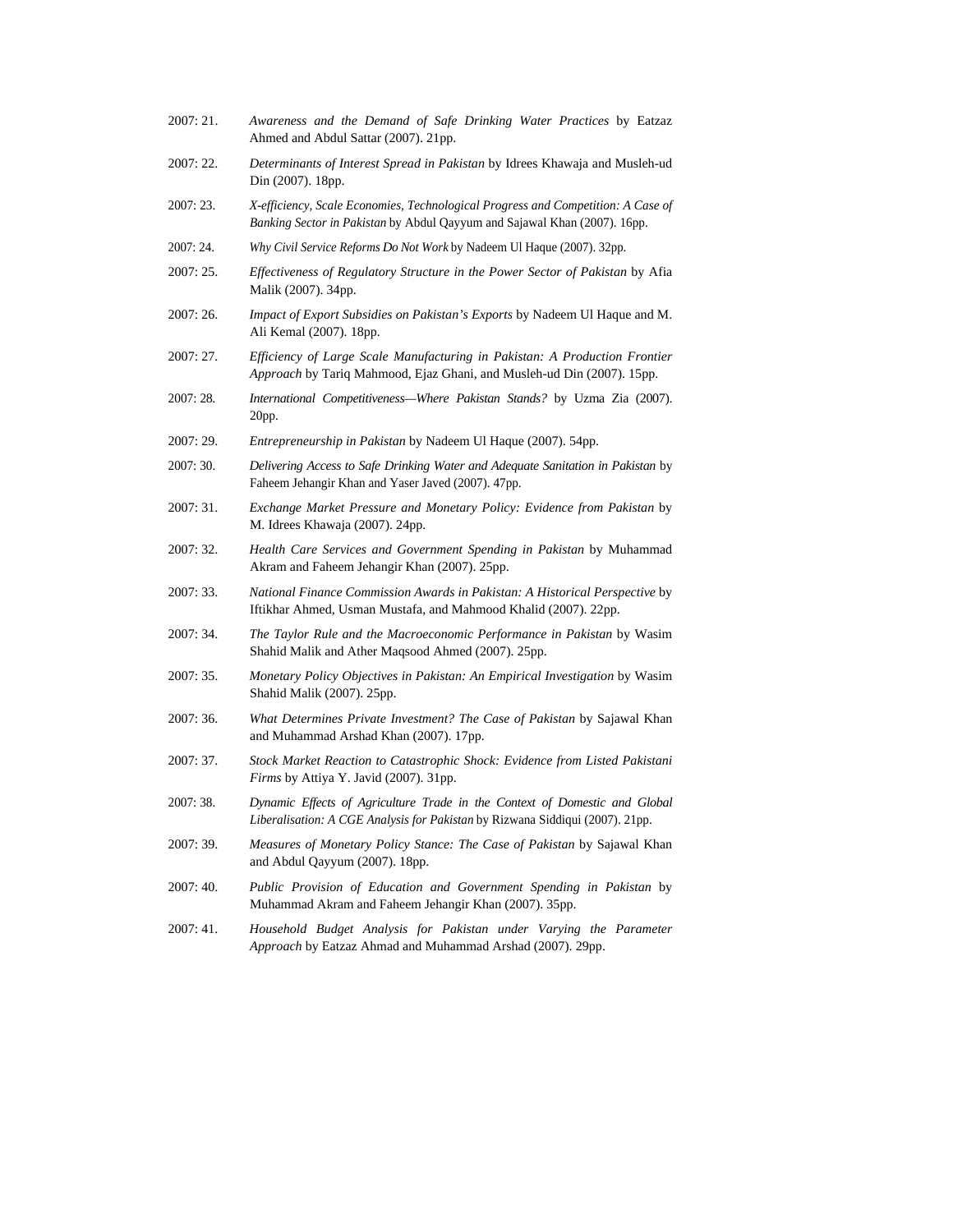2007: 21. *Awareness and the Demand of Safe Drinking Water Practices* by Eatzaz Ahmed and Abdul Sattar (2007). 21pp.

2007: 22. *Determinants of Interest Spread in Pakistan* by Idrees Khawaja and Musleh-ud Din (2007). 18pp.

2007: 23. *X-efficiency, Scale Economies, Technological Progress and Competition: A Case of Banking Sector in Pakistan* by Abdul Qayyum and Sajawal Khan (2007). 16pp.

2007: 24. *Why Civil Service Reforms Do Not Work* by Nadeem Ul Haque (2007). 32pp.

2007: 25. *Effectiveness of Regulatory Structure in the Power Sector of Pakistan* by Afia Malik (2007). 34pp.

2007: 26. *Impact of Export Subsidies on Pakistan's Exports* by Nadeem Ul Haque and M. Ali Kemal (2007). 18pp.

2007: 27. *Efficiency of Large Scale Manufacturing in Pakistan: A Production Frontier Approach* by Tariq Mahmood, Ejaz Ghani, and Musleh-ud Din (2007). 15pp.

2007: 28. *International Competitiveness—Where Pakistan Stands?* by Uzma Zia (2007). 20pp.

2007: 29. *Entrepreneurship in Pakistan* by Nadeem Ul Haque (2007). 54pp.

2007: 30. *Delivering Access to Safe Drinking Water and Adequate Sanitation in Pakistan* by Faheem Jehangir Khan and Yaser Javed (2007). 47pp.

2007: 31. *Exchange Market Pressure and Monetary Policy: Evidence from Pakistan* by M. Idrees Khawaja (2007). 24pp.

2007: 32. *Health Care Services and Government Spending in Pakistan* by Muhammad Akram and Faheem Jehangir Khan (2007). 25pp.

2007: 33. *National Finance Commission Awards in Pakistan: A Historical Perspective* by Iftikhar Ahmed, Usman Mustafa, and Mahmood Khalid (2007). 22pp.

2007: 34. *The Taylor Rule and the Macroeconomic Performance in Pakistan* by Wasim Shahid Malik and Ather Maqsood Ahmed (2007). 25pp.

2007: 35. *Monetary Policy Objectives in Pakistan: An Empirical Investigation* by Wasim Shahid Malik (2007). 25pp.

2007: 36. *What Determines Private Investment? The Case of Pakistan* by Sajawal Khan and Muhammad Arshad Khan (2007). 17pp.

2007: 37. *Stock Market Reaction to Catastrophic Shock: Evidence from Listed Pakistani Firms* by Attiya Y. Javid (2007). 31pp.

2007: 38. *Dynamic Effects of Agriculture Trade in the Context of Domestic and Global Liberalisation: A CGE Analysis for Pakistan* by Rizwana Siddiqui (2007). 21pp.

2007: 39. *Measures of Monetary Policy Stance: The Case of Pakistan* by Sajawal Khan and Abdul Qayyum (2007). 18pp.

2007: 40. *Public Provision of Education and Government Spending in Pakistan* by Muhammad Akram and Faheem Jehangir Khan (2007). 35pp.

2007: 41. *Household Budget Analysis for Pakistan under Varying the Parameter Approach* by Eatzaz Ahmad and Muhammad Arshad (2007). 29pp.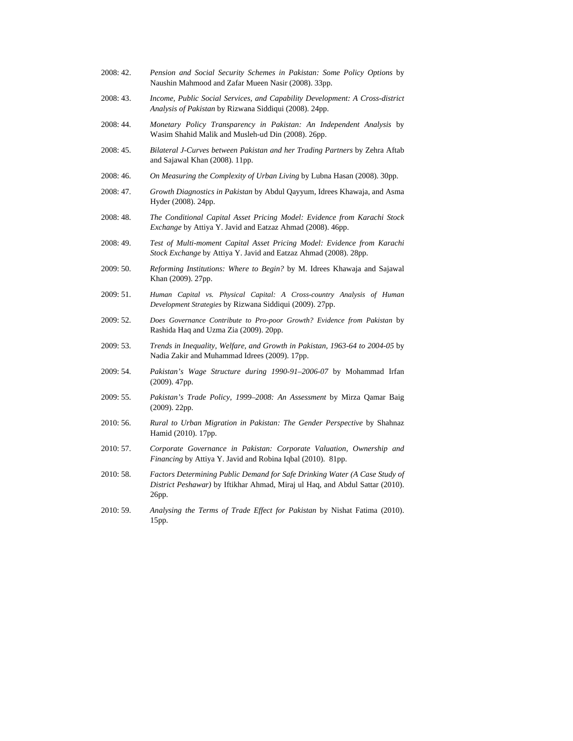2008: 42. *Pension and Social Security Schemes in Pakistan: Some Policy Options* by Naushin Mahmood and Zafar Mueen Nasir (2008). 33pp.

2008: 43. *Income, Public Social Services, and Capability Development: A Cross-district Analysis of Pakistan* by Rizwana Siddiqui (2008). 24pp.

2008: 44. *Monetary Policy Transparency in Pakistan: An Independent Analysis* by Wasim Shahid Malik and Musleh-ud Din (2008). 26pp.

2008: 45. *Bilateral J-Curves between Pakistan and her Trading Partners* by Zehra Aftab and Sajawal Khan (2008). 11pp.

2008: 46. *On Measuring the Complexity of Urban Living* by Lubna Hasan (2008). 30pp.

2008: 47. *Growth Diagnostics in Pakistan* by Abdul Qayyum, Idrees Khawaja, and Asma Hyder (2008). 24pp.

2008: 48. *The Conditional Capital Asset Pricing Model: Evidence from Karachi Stock Exchange* by Attiya Y. Javid and Eatzaz Ahmad (2008). 46pp.

2008: 49. *Test of Multi-moment Capital Asset Pricing Model: Evidence from Karachi Stock Exchange* by Attiya Y. Javid and Eatzaz Ahmad (2008). 28pp.

2009: 50. *Reforming Institutions: Where to Begin?* by M. Idrees Khawaja and Sajawal Khan (2009). 27pp.

2009: 51. *Human Capital vs. Physical Capital: A Cross-country Analysis of Human Development Strategies* by Rizwana Siddiqui (2009). 27pp.

2009: 52. *Does Governance Contribute to Pro-poor Growth? Evidence from Pakistan* by Rashida Haq and Uzma Zia (2009). 20pp.

2009: 53. *Trends in Inequality, Welfare, and Growth in Pakistan, 1963-64 to 2004-05* by Nadia Zakir and Muhammad Idrees (2009). 17pp.

2009: 54. *Pakistan's Wage Structure during 1990-91–2006-07* by Mohammad Irfan (2009). 47pp.

2009: 55. *Pakistan's Trade Policy, 1999–2008: An Assessment* by Mirza Qamar Baig (2009). 22pp.

2010: 56. *Rural to Urban Migration in Pakistan: The Gender Perspective* by Shahnaz Hamid (2010). 17pp.

2010: 57. *Corporate Governance in Pakistan: Corporate Valuation, Ownership and Financing* by Attiya Y. Javid and Robina Iqbal (2010). 81pp.

2010: 58. *Factors Determining Public Demand for Safe Drinking Water (A Case Study of District Peshawar)* by Iftikhar Ahmad, Miraj ul Haq, and Abdul Sattar (2010). 26pp.

2010: 59. *Analysing the Terms of Trade Effect for Pakistan* by Nishat Fatima (2010). 15pp.